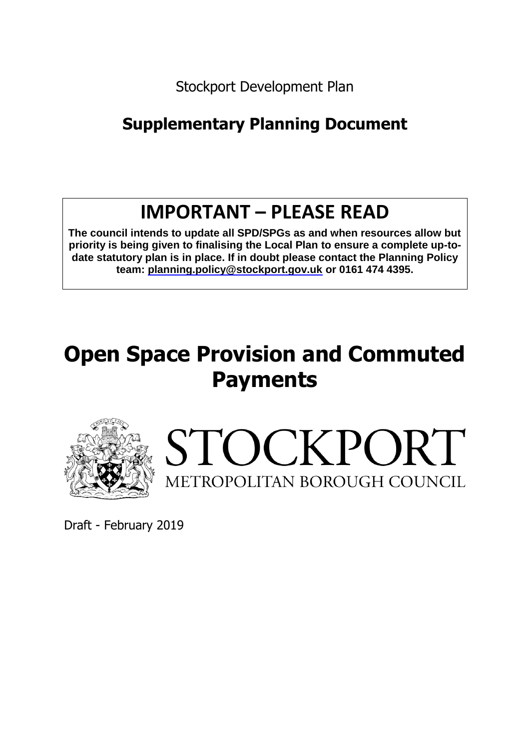Stockport Development Plan

## Supplementary Planning Document

# IMPORTANT – PLEASE READ

**The council intends to update all SPD/SPGs as and when resources allow but priority is being given to finalising the Local Plan to ensure a complete up-to-date statutory plan is in place. If in doubt please contact the Planning Policy team: planning.policy@stockport.gov.uk or 0161 474 4395.**

# Open Space Provision and Commuted Payments

STOCKPORT
METROPOLITAN BOROUGH COUNCIL

Draft - February 2019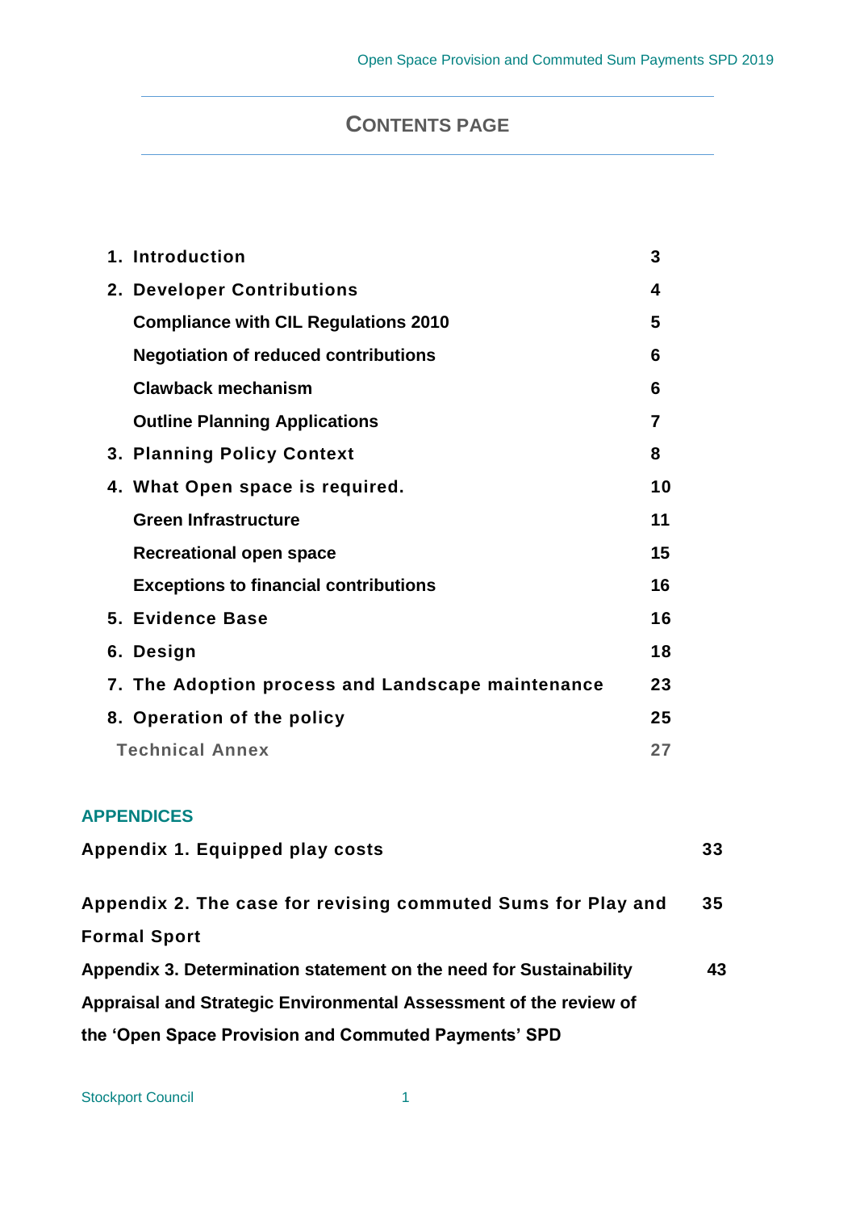# CONTENTS PAGE

| | |
|---|---|
| **1. Introduction** | **3** |
| **2. Developer Contributions** | **4** |
| **Compliance with CIL Regulations 2010** | **5** |
| **Negotiation of reduced contributions** | **6** |
| **Clawback mechanism** | **6** |
| **Outline Planning Applications** | **7** |
| **3. Planning Policy Context** | **8** |
| **4. What Open space is required.** | **10** |
| **Green Infrastructure** | **11** |
| **Recreational open space** | **15** |
| **Exceptions to financial contributions** | **16** |
| **5. Evidence Base** | **16** |
| **6. Design** | **18** |
| **7. The Adoption process and Landscape maintenance** | **23** |
| **8. Operation of the policy** | **25** |
| **Technical Annex** | **27** |

## APPENDICES

| | |
|---|---|
| **Appendix 1. Equipped play costs** | **33** |
| **Appendix 2. The case for revising commuted Sums for Play and Formal Sport** | **35** |
| **Appendix 3. Determination statement on the need for Sustainability Appraisal and Strategic Environmental Assessment of the review of the 'Open Space Provision and Commuted Payments' SPD** | **43** |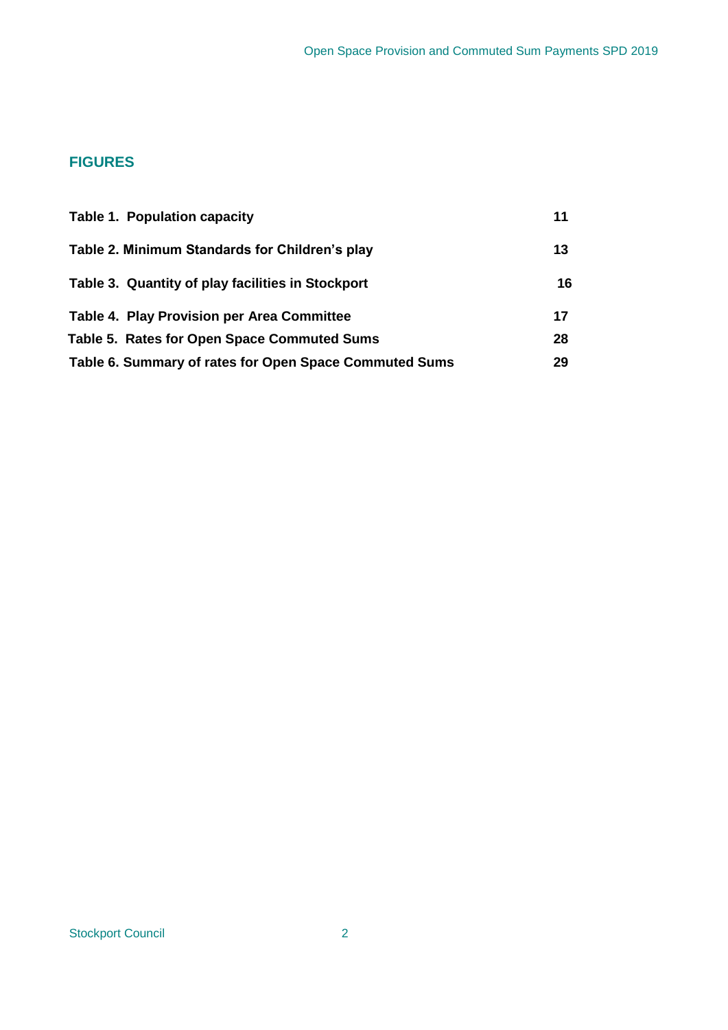## FIGURES

| | |
|---|---|
| **Table 1. Population capacity** | **11** |
| **Table 2. Minimum Standards for Children's play** | **13** |
| **Table 3. Quantity of play facilities in Stockport** | **16** |
| **Table 4. Play Provision per Area Committee** | **17** |
| **Table 5. Rates for Open Space Commuted Sums** | **28** |
| **Table 6. Summary of rates for Open Space Commuted Sums** | **29** |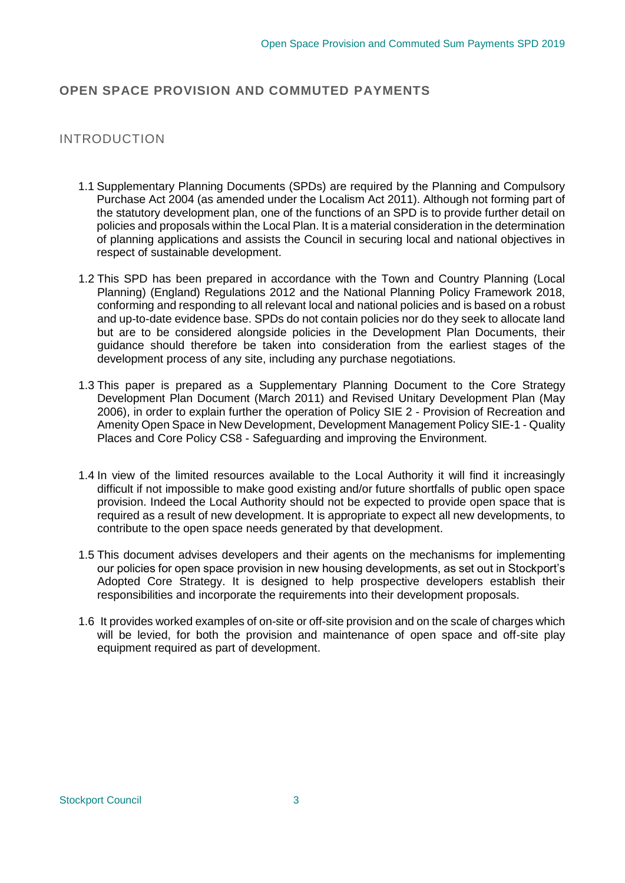## OPEN SPACE PROVISION AND COMMUTED PAYMENTS

### INTRODUCTION

1.1 Supplementary Planning Documents (SPDs) are required by the Planning and Compulsory Purchase Act 2004 (as amended under the Localism Act 2011). Although not forming part of the statutory development plan, one of the functions of an SPD is to provide further detail on policies and proposals within the Local Plan. It is a material consideration in the determination of planning applications and assists the Council in securing local and national objectives in respect of sustainable development.

1.2 This SPD has been prepared in accordance with the Town and Country Planning (Local Planning) (England) Regulations 2012 and the National Planning Policy Framework 2018, conforming and responding to all relevant local and national policies and is based on a robust and up-to-date evidence base. SPDs do not contain policies nor do they seek to allocate land but are to be considered alongside policies in the Development Plan Documents, their guidance should therefore be taken into consideration from the earliest stages of the development process of any site, including any purchase negotiations.

1.3 This paper is prepared as a Supplementary Planning Document to the Core Strategy Development Plan Document (March 2011) and Revised Unitary Development Plan (May 2006), in order to explain further the operation of Policy SIE 2 - Provision of Recreation and Amenity Open Space in New Development, Development Management Policy SIE-1 - Quality Places and Core Policy CS8 - Safeguarding and improving the Environment.

1.4 In view of the limited resources available to the Local Authority it will find it increasingly difficult if not impossible to make good existing and/or future shortfalls of public open space provision. Indeed the Local Authority should not be expected to provide open space that is required as a result of new development. It is appropriate to expect all new developments, to contribute to the open space needs generated by that development.

1.5 This document advises developers and their agents on the mechanisms for implementing our policies for open space provision in new housing developments, as set out in Stockport's Adopted Core Strategy. It is designed to help prospective developers establish their responsibilities and incorporate the requirements into their development proposals.

1.6 It provides worked examples of on-site or off-site provision and on the scale of charges which will be levied, for both the provision and maintenance of open space and off-site play equipment required as part of development.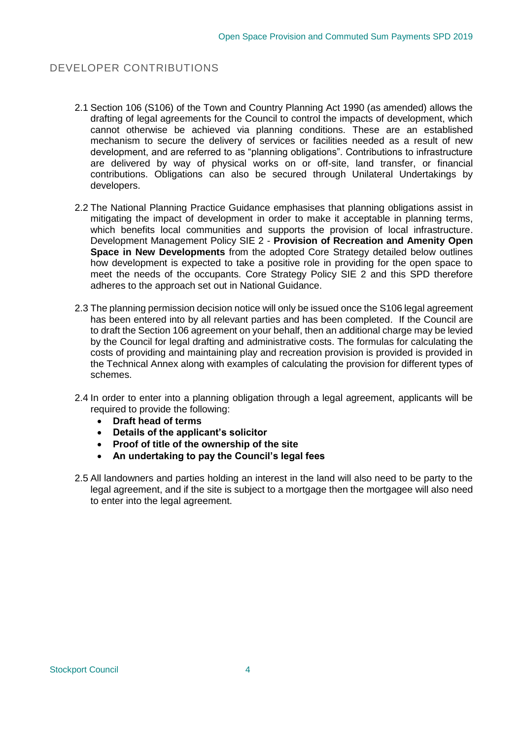## DEVELOPER CONTRIBUTIONS

2.1 Section 106 (S106) of the Town and Country Planning Act 1990 (as amended) allows the drafting of legal agreements for the Council to control the impacts of development, which cannot otherwise be achieved via planning conditions. These are an established mechanism to secure the delivery of services or facilities needed as a result of new development, and are referred to as "planning obligations". Contributions to infrastructure are delivered by way of physical works on or off-site, land transfer, or financial contributions. Obligations can also be secured through Unilateral Undertakings by developers.

2.2 The National Planning Practice Guidance emphasises that planning obligations assist in mitigating the impact of development in order to make it acceptable in planning terms, which benefits local communities and supports the provision of local infrastructure. Development Management Policy SIE 2 - **Provision of Recreation and Amenity Open Space in New Developments** from the adopted Core Strategy detailed below outlines how development is expected to take a positive role in providing for the open space to meet the needs of the occupants. Core Strategy Policy SIE 2 and this SPD therefore adheres to the approach set out in National Guidance.

2.3 The planning permission decision notice will only be issued once the S106 legal agreement has been entered into by all relevant parties and has been completed. If the Council are to draft the Section 106 agreement on your behalf, then an additional charge may be levied by the Council for legal drafting and administrative costs. The formulas for calculating the costs of providing and maintaining play and recreation provision is provided is provided in the Technical Annex along with examples of calculating the provision for different types of schemes.

2.4 In order to enter into a planning obligation through a legal agreement, applicants will be required to provide the following:

- **Draft head of terms**
- **Details of the applicant's solicitor**
- **Proof of title of the ownership of the site**
- **An undertaking to pay the Council's legal fees**

2.5 All landowners and parties holding an interest in the land will also need to be party to the legal agreement, and if the site is subject to a mortgage then the mortgagee will also need to enter into the legal agreement.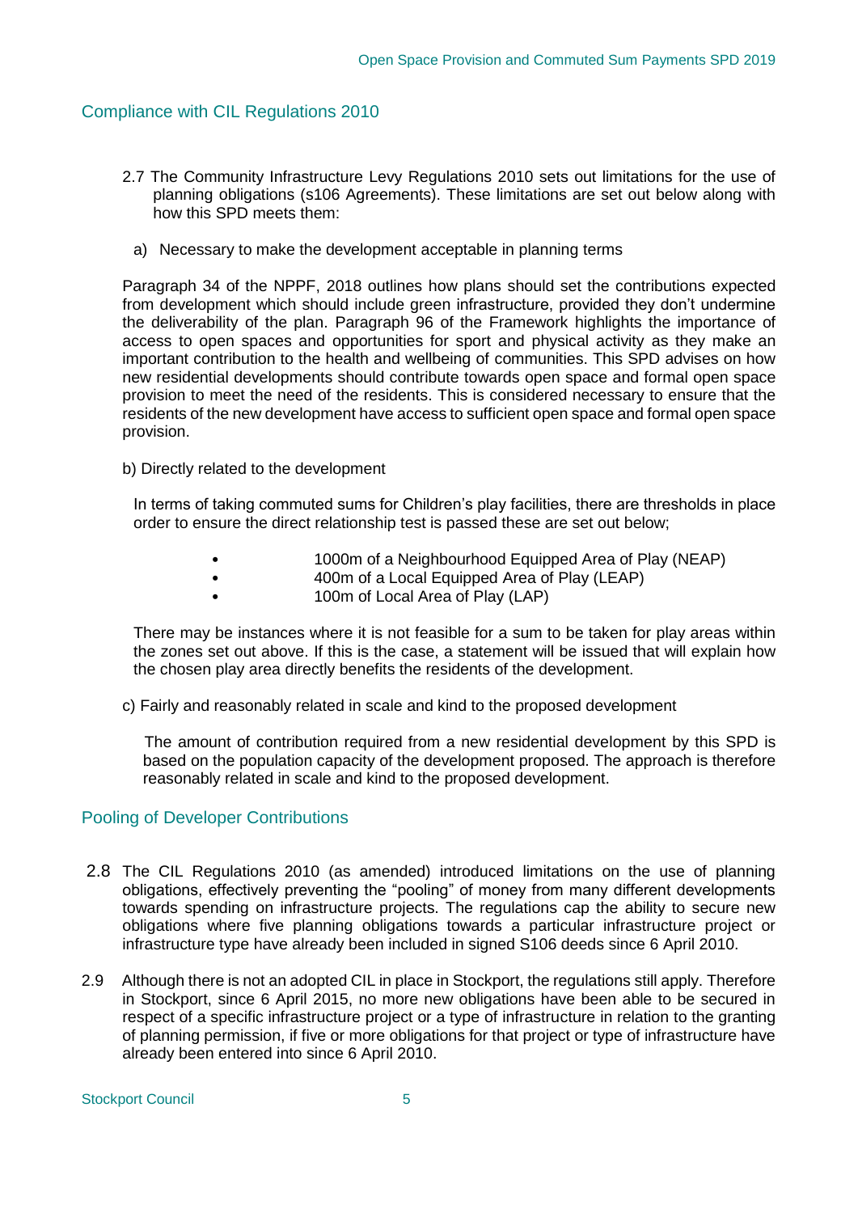## Compliance with CIL Regulations 2010

2.7 The Community Infrastructure Levy Regulations 2010 sets out limitations for the use of planning obligations (s106 Agreements). These limitations are set out below along with how this SPD meets them:

a) Necessary to make the development acceptable in planning terms

Paragraph 34 of the NPPF, 2018 outlines how plans should set the contributions expected from development which should include green infrastructure, provided they don't undermine the deliverability of the plan. Paragraph 96 of the Framework highlights the importance of access to open spaces and opportunities for sport and physical activity as they make an important contribution to the health and wellbeing of communities. This SPD advises on how new residential developments should contribute towards open space and formal open space provision to meet the need of the residents. This is considered necessary to ensure that the residents of the new development have access to sufficient open space and formal open space provision.

b) Directly related to the development

In terms of taking commuted sums for Children's play facilities, there are thresholds in place order to ensure the direct relationship test is passed these are set out below;

- 1000m of a Neighbourhood Equipped Area of Play (NEAP)
- 400m of a Local Equipped Area of Play (LEAP)
- 100m of Local Area of Play (LAP)

There may be instances where it is not feasible for a sum to be taken for play areas within the zones set out above. If this is the case, a statement will be issued that will explain how the chosen play area directly benefits the residents of the development.

c) Fairly and reasonably related in scale and kind to the proposed development

The amount of contribution required from a new residential development by this SPD is based on the population capacity of the development proposed. The approach is therefore reasonably related in scale and kind to the proposed development.

## Pooling of Developer Contributions

2.8 The CIL Regulations 2010 (as amended) introduced limitations on the use of planning obligations, effectively preventing the "pooling" of money from many different developments towards spending on infrastructure projects. The regulations cap the ability to secure new obligations where five planning obligations towards a particular infrastructure project or infrastructure type have already been included in signed S106 deeds since 6 April 2010.

2.9 Although there is not an adopted CIL in place in Stockport, the regulations still apply. Therefore in Stockport, since 6 April 2015, no more new obligations have been able to be secured in respect of a specific infrastructure project or a type of infrastructure in relation to the granting of planning permission, if five or more obligations for that project or type of infrastructure have already been entered into since 6 April 2010.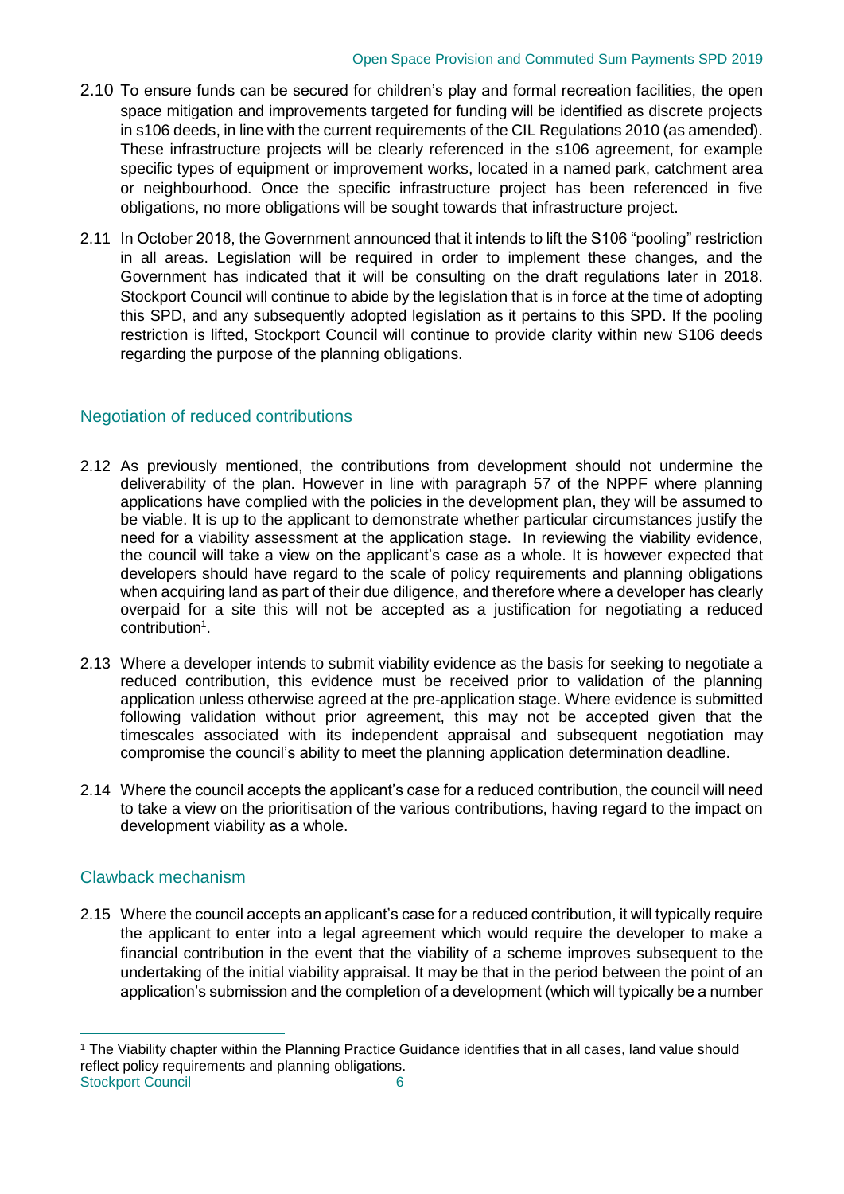2.10 To ensure funds can be secured for children's play and formal recreation facilities, the open space mitigation and improvements targeted for funding will be identified as discrete projects in s106 deeds, in line with the current requirements of the CIL Regulations 2010 (as amended). These infrastructure projects will be clearly referenced in the s106 agreement, for example specific types of equipment or improvement works, located in a named park, catchment area or neighbourhood. Once the specific infrastructure project has been referenced in five obligations, no more obligations will be sought towards that infrastructure project.

2.11 In October 2018, the Government announced that it intends to lift the S106 "pooling" restriction in all areas. Legislation will be required in order to implement these changes, and the Government has indicated that it will be consulting on the draft regulations later in 2018. Stockport Council will continue to abide by the legislation that is in force at the time of adopting this SPD, and any subsequently adopted legislation as it pertains to this SPD. If the pooling restriction is lifted, Stockport Council will continue to provide clarity within new S106 deeds regarding the purpose of the planning obligations.

## Negotiation of reduced contributions

2.12 As previously mentioned, the contributions from development should not undermine the deliverability of the plan. However in line with paragraph 57 of the NPPF where planning applications have complied with the policies in the development plan, they will be assumed to be viable. It is up to the applicant to demonstrate whether particular circumstances justify the need for a viability assessment at the application stage. In reviewing the viability evidence, the council will take a view on the applicant's case as a whole. It is however expected that developers should have regard to the scale of policy requirements and planning obligations when acquiring land as part of their due diligence, and therefore where a developer has clearly overpaid for a site this will not be accepted as a justification for negotiating a reduced contribution[1].

2.13 Where a developer intends to submit viability evidence as the basis for seeking to negotiate a reduced contribution, this evidence must be received prior to validation of the planning application unless otherwise agreed at the pre-application stage. Where evidence is submitted following validation without prior agreement, this may not be accepted given that the timescales associated with its independent appraisal and subsequent negotiation may compromise the council's ability to meet the planning application determination deadline.

2.14 Where the council accepts the applicant's case for a reduced contribution, the council will need to take a view on the prioritisation of the various contributions, having regard to the impact on development viability as a whole.

## Clawback mechanism

2.15 Where the council accepts an applicant's case for a reduced contribution, it will typically require the applicant to enter into a legal agreement which would require the developer to make a financial contribution in the event that the viability of a scheme improves subsequent to the undertaking of the initial viability appraisal. It may be that in the period between the point of an application's submission and the completion of a development (which will typically be a number

[1] The Viability chapter within the Planning Practice Guidance identifies that in all cases, land value should reflect policy requirements and planning obligations.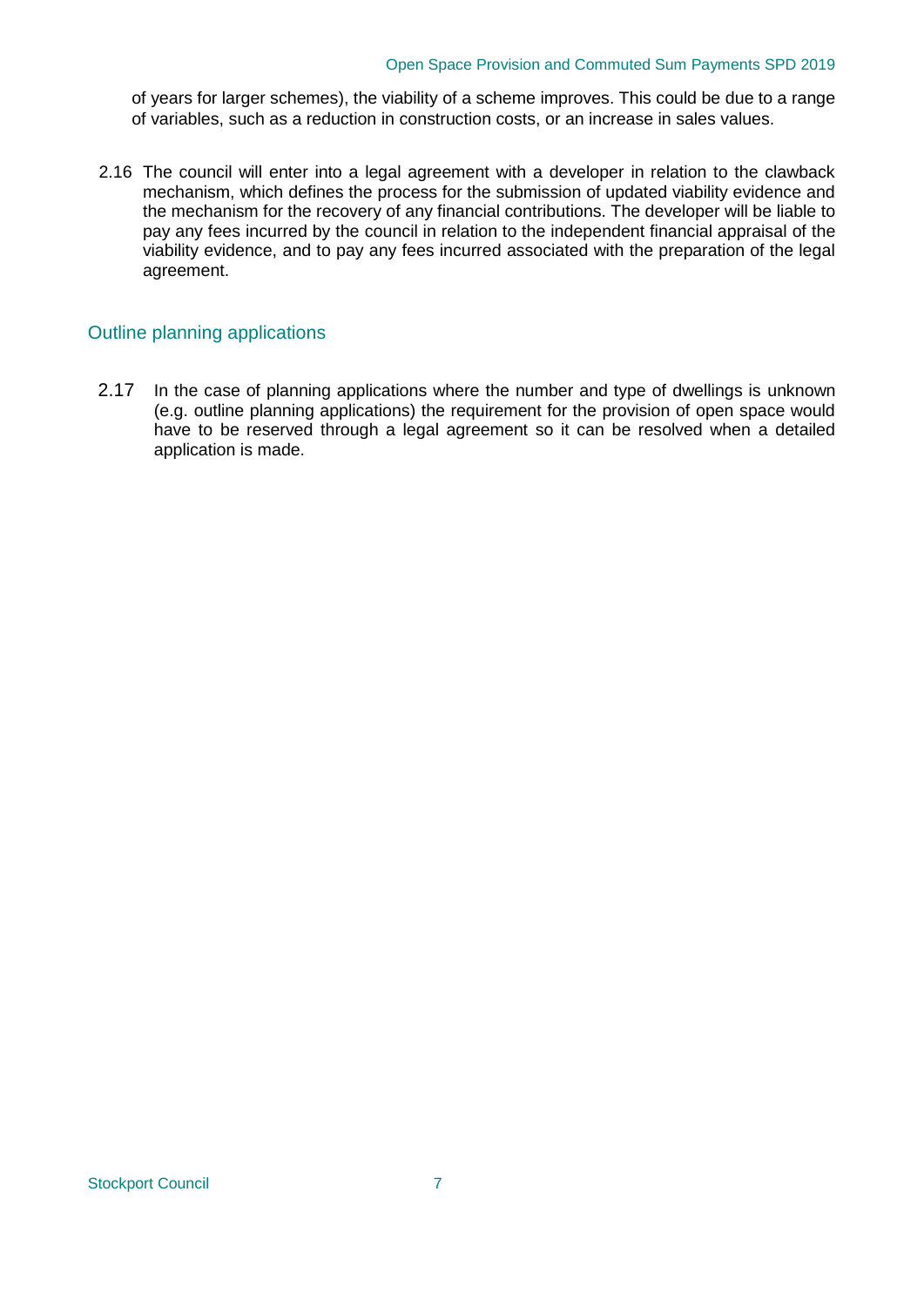of years for larger schemes), the viability of a scheme improves. This could be due to a range of variables, such as a reduction in construction costs, or an increase in sales values.

2.16 The council will enter into a legal agreement with a developer in relation to the clawback mechanism, which defines the process for the submission of updated viability evidence and the mechanism for the recovery of any financial contributions. The developer will be liable to pay any fees incurred by the council in relation to the independent financial appraisal of the viability evidence, and to pay any fees incurred associated with the preparation of the legal agreement.

## Outline planning applications

2.17 In the case of planning applications where the number and type of dwellings is unknown (e.g. outline planning applications) the requirement for the provision of open space would have to be reserved through a legal agreement so it can be resolved when a detailed application is made.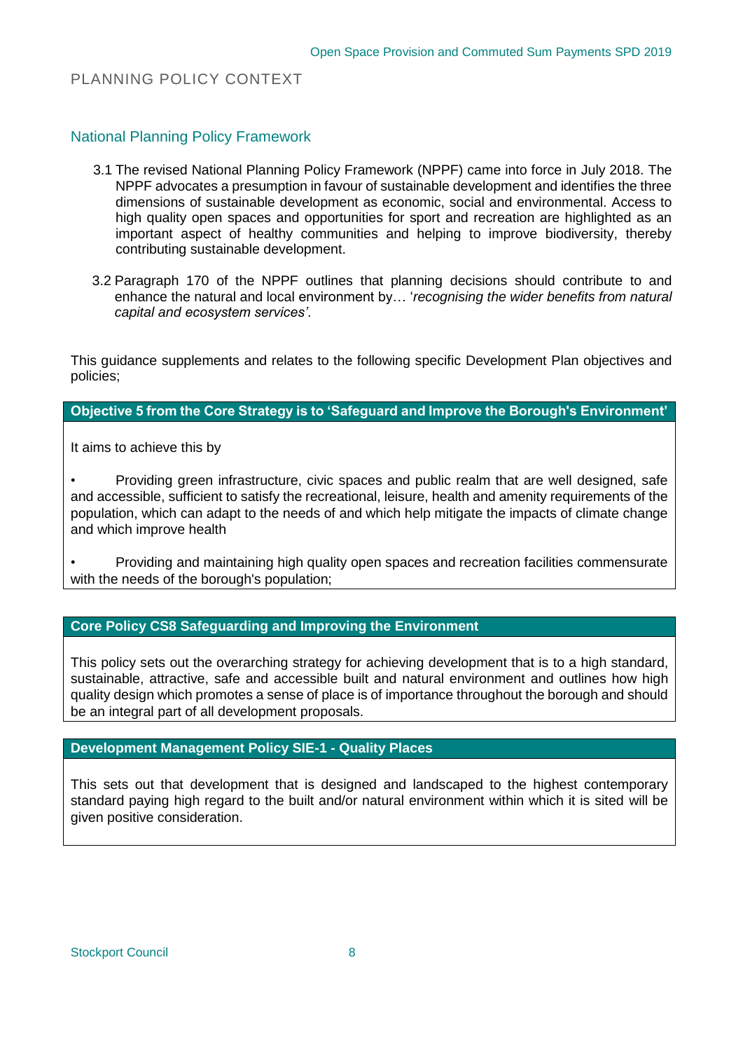## PLANNING POLICY CONTEXT

### National Planning Policy Framework

3.1 The revised National Planning Policy Framework (NPPF) came into force in July 2018. The NPPF advocates a presumption in favour of sustainable development and identifies the three dimensions of sustainable development as economic, social and environmental. Access to high quality open spaces and opportunities for sport and recreation are highlighted as an important aspect of healthy communities and helping to improve biodiversity, thereby contributing sustainable development.

3.2 Paragraph 170 of the NPPF outlines that planning decisions should contribute to and enhance the natural and local environment by… '*recognising the wider benefits from natural capital and ecosystem services'*.

This guidance supplements and relates to the following specific Development Plan objectives and policies;

**Objective 5 from the Core Strategy is to 'Safeguard and Improve the Borough's Environment'**

It aims to achieve this by

- Providing green infrastructure, civic spaces and public realm that are well designed, safe and accessible, sufficient to satisfy the recreational, leisure, health and amenity requirements of the population, which can adapt to the needs of and which help mitigate the impacts of climate change and which improve health
- Providing and maintaining high quality open spaces and recreation facilities commensurate with the needs of the borough's population;

**Core Policy CS8 Safeguarding and Improving the Environment**

This policy sets out the overarching strategy for achieving development that is to a high standard, sustainable, attractive, safe and accessible built and natural environment and outlines how high quality design which promotes a sense of place is of importance throughout the borough and should be an integral part of all development proposals.

**Development Management Policy SIE-1 - Quality Places**

This sets out that development that is designed and landscaped to the highest contemporary standard paying high regard to the built and/or natural environment within which it is sited will be given positive consideration.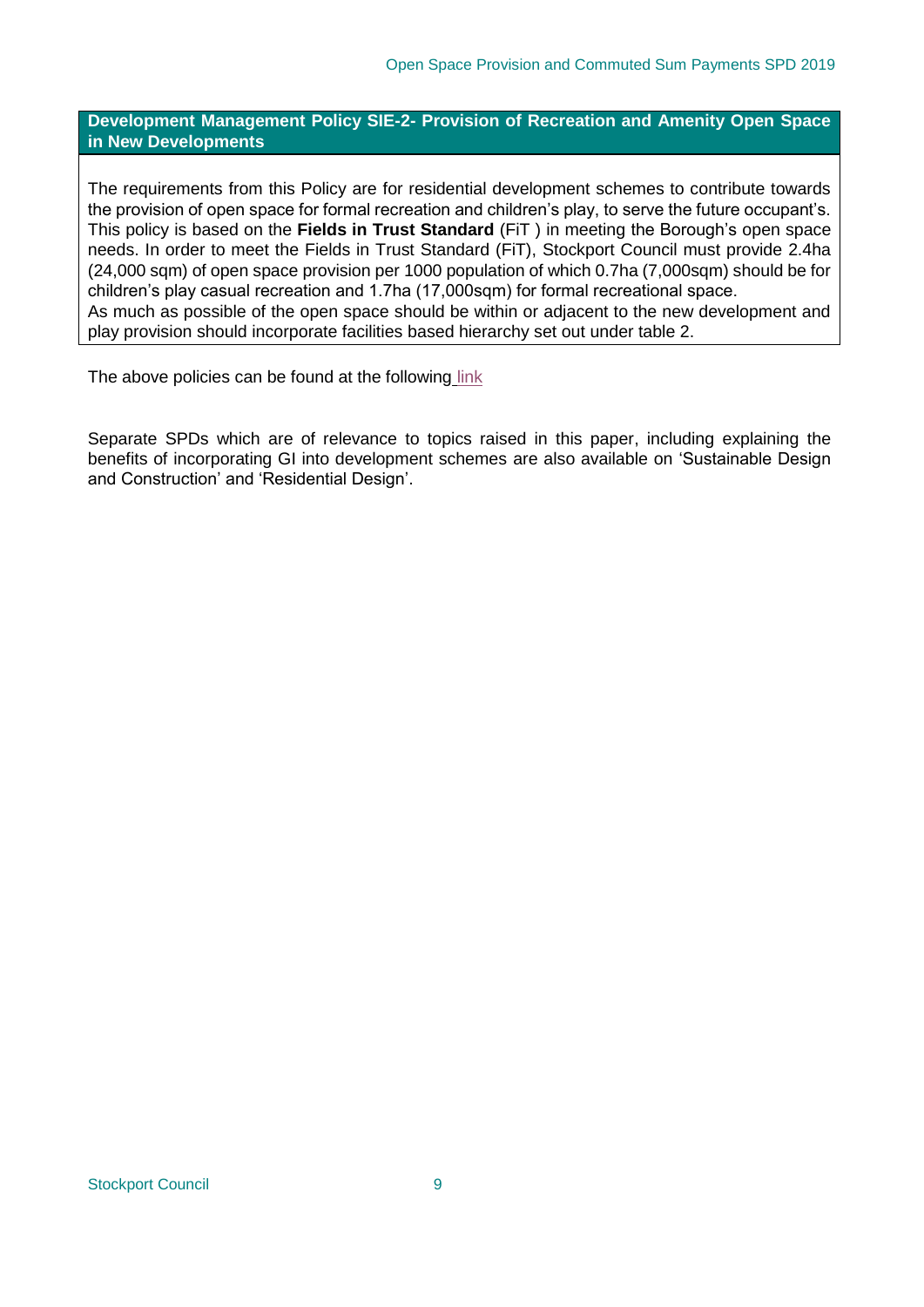**Development Management Policy SIE-2- Provision of Recreation and Amenity Open Space in New Developments**

The requirements from this Policy are for residential development schemes to contribute towards the provision of open space for formal recreation and children's play, to serve the future occupant's. This policy is based on the **Fields in Trust Standard** (FiT ) in meeting the Borough's open space needs. In order to meet the Fields in Trust Standard (FiT), Stockport Council must provide 2.4ha (24,000 sqm) of open space provision per 1000 population of which 0.7ha (7,000sqm) should be for children's play casual recreation and 1.7ha (17,000sqm) for formal recreational space.
As much as possible of the open space should be within or adjacent to the new development and play provision should incorporate facilities based hierarchy set out under table 2.

The above policies can be found at the following link

Separate SPDs which are of relevance to topics raised in this paper, including explaining the benefits of incorporating GI into development schemes are also available on 'Sustainable Design and Construction' and 'Residential Design'.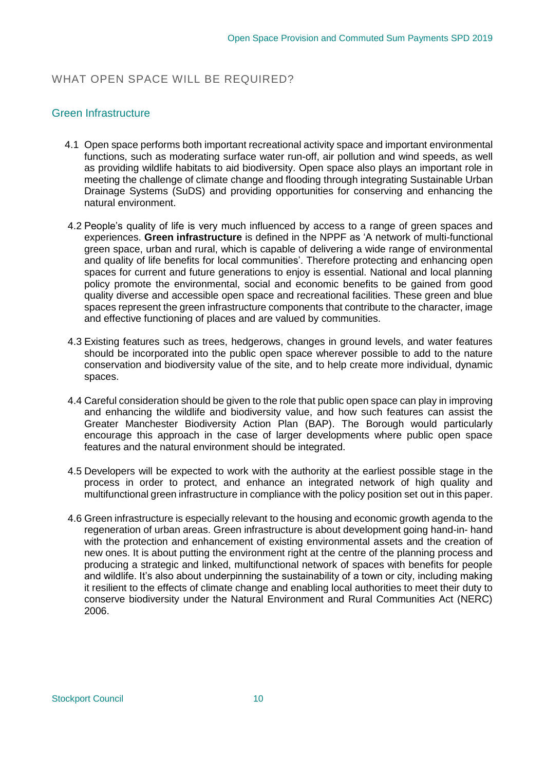## WHAT OPEN SPACE WILL BE REQUIRED?

### Green Infrastructure

4.1 Open space performs both important recreational activity space and important environmental functions, such as moderating surface water run-off, air pollution and wind speeds, as well as providing wildlife habitats to aid biodiversity. Open space also plays an important role in meeting the challenge of climate change and flooding through integrating Sustainable Urban Drainage Systems (SuDS) and providing opportunities for conserving and enhancing the natural environment.

4.2 People's quality of life is very much influenced by access to a range of green spaces and experiences. **Green infrastructure** is defined in the NPPF as 'A network of multi-functional green space, urban and rural, which is capable of delivering a wide range of environmental and quality of life benefits for local communities'. Therefore protecting and enhancing open spaces for current and future generations to enjoy is essential. National and local planning policy promote the environmental, social and economic benefits to be gained from good quality diverse and accessible open space and recreational facilities. These green and blue spaces represent the green infrastructure components that contribute to the character, image and effective functioning of places and are valued by communities.

4.3 Existing features such as trees, hedgerows, changes in ground levels, and water features should be incorporated into the public open space wherever possible to add to the nature conservation and biodiversity value of the site, and to help create more individual, dynamic spaces.

4.4 Careful consideration should be given to the role that public open space can play in improving and enhancing the wildlife and biodiversity value, and how such features can assist the Greater Manchester Biodiversity Action Plan (BAP). The Borough would particularly encourage this approach in the case of larger developments where public open space features and the natural environment should be integrated.

4.5 Developers will be expected to work with the authority at the earliest possible stage in the process in order to protect, and enhance an integrated network of high quality and multifunctional green infrastructure in compliance with the policy position set out in this paper.

4.6 Green infrastructure is especially relevant to the housing and economic growth agenda to the regeneration of urban areas. Green infrastructure is about development going hand-in- hand with the protection and enhancement of existing environmental assets and the creation of new ones. It is about putting the environment right at the centre of the planning process and producing a strategic and linked, multifunctional network of spaces with benefits for people and wildlife. It's also about underpinning the sustainability of a town or city, including making it resilient to the effects of climate change and enabling local authorities to meet their duty to conserve biodiversity under the Natural Environment and Rural Communities Act (NERC) 2006.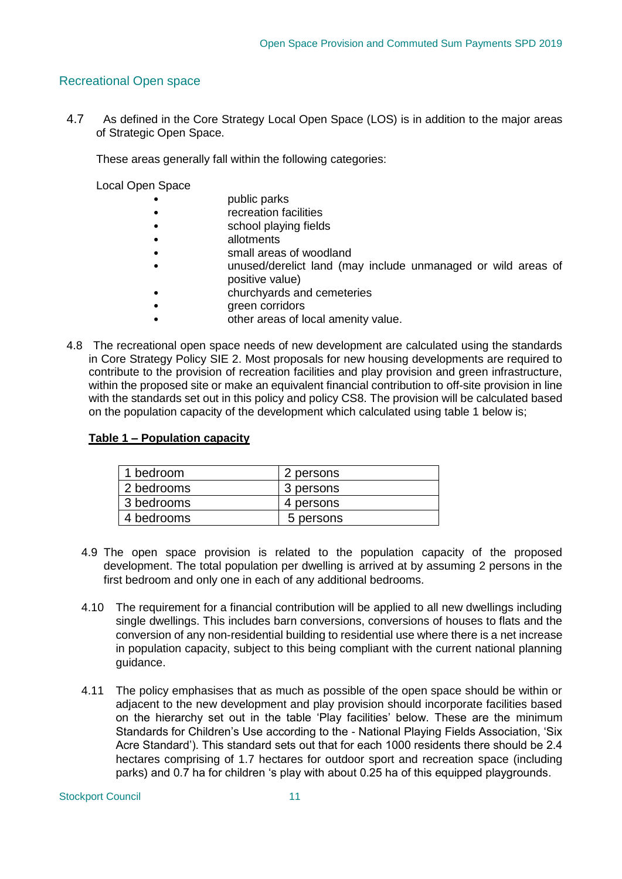## Recreational Open space

4.7 As defined in the Core Strategy Local Open Space (LOS) is in addition to the major areas of Strategic Open Space.

These areas generally fall within the following categories:

Local Open Space

- public parks
- recreation facilities
- school playing fields
- allotments
- small areas of woodland
- unused/derelict land (may include unmanaged or wild areas of positive value)
- churchyards and cemeteries
- green corridors
- other areas of local amenity value.

4.8 The recreational open space needs of new development are calculated using the standards in Core Strategy Policy SIE 2. Most proposals for new housing developments are required to contribute to the provision of recreation facilities and play provision and green infrastructure, within the proposed site or make an equivalent financial contribution to off-site provision in line with the standards set out in this policy and policy CS8. The provision will be calculated based on the population capacity of the development which calculated using table 1 below is;

**Table 1 – Population capacity**

| | |
|---|---|
| 1 bedroom | 2 persons |
| 2 bedrooms | 3 persons |
| 3 bedrooms | 4 persons |
| 4 bedrooms | 5 persons |

4.9 The open space provision is related to the population capacity of the proposed development. The total population per dwelling is arrived at by assuming 2 persons in the first bedroom and only one in each of any additional bedrooms.

4.10 The requirement for a financial contribution will be applied to all new dwellings including single dwellings. This includes barn conversions, conversions of houses to flats and the conversion of any non-residential building to residential use where there is a net increase in population capacity, subject to this being compliant with the current national planning guidance.

4.11 The policy emphasises that as much as possible of the open space should be within or adjacent to the new development and play provision should incorporate facilities based on the hierarchy set out in the table 'Play facilities' below. These are the minimum Standards for Children's Use according to the - National Playing Fields Association, 'Six Acre Standard'). This standard sets out that for each 1000 residents there should be 2.4 hectares comprising of 1.7 hectares for outdoor sport and recreation space (including parks) and 0.7 ha for children 's play with about 0.25 ha of this equipped playgrounds.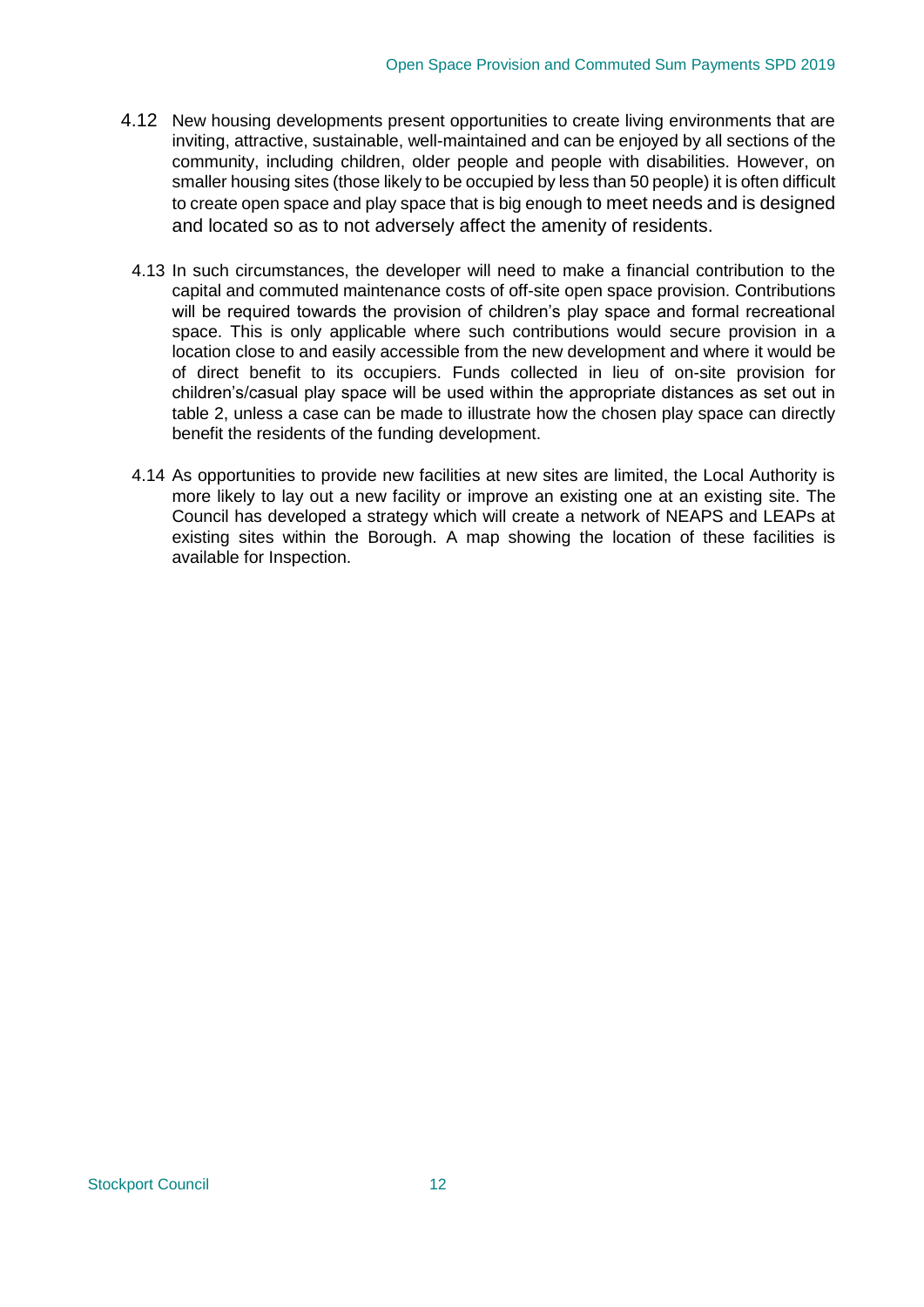4.12 New housing developments present opportunities to create living environments that are inviting, attractive, sustainable, well-maintained and can be enjoyed by all sections of the community, including children, older people and people with disabilities. However, on smaller housing sites (those likely to be occupied by less than 50 people) it is often difficult to create open space and play space that is big enough to meet needs and is designed and located so as to not adversely affect the amenity of residents.

4.13 In such circumstances, the developer will need to make a financial contribution to the capital and commuted maintenance costs of off-site open space provision. Contributions will be required towards the provision of children's play space and formal recreational space. This is only applicable where such contributions would secure provision in a location close to and easily accessible from the new development and where it would be of direct benefit to its occupiers. Funds collected in lieu of on-site provision for children's/casual play space will be used within the appropriate distances as set out in table 2, unless a case can be made to illustrate how the chosen play space can directly benefit the residents of the funding development.

4.14 As opportunities to provide new facilities at new sites are limited, the Local Authority is more likely to lay out a new facility or improve an existing one at an existing site. The Council has developed a strategy which will create a network of NEAPS and LEAPs at existing sites within the Borough. A map showing the location of these facilities is available for Inspection.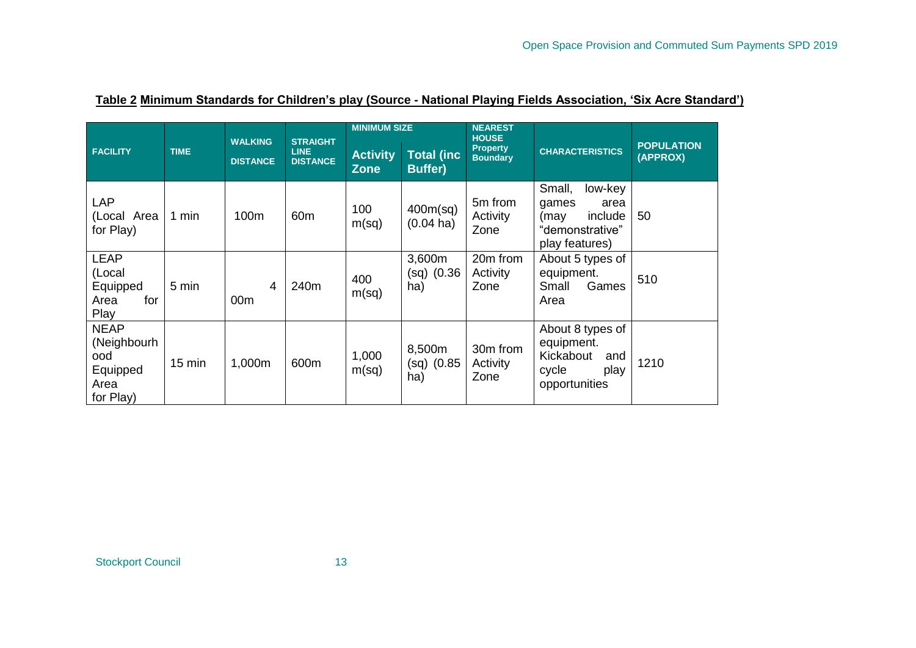**Table 2 Minimum Standards for Children's play (Source - National Playing Fields Association, 'Six Acre Standard')**

| FACILITY | TIME | WALKING DISTANCE | STRAIGHT LINE DISTANCE | MINIMUM SIZE | | NEAREST HOUSE Property Boundary | CHARACTERISTICS | POPULATION (APPROX) |
|---|---|---|---|---|---|---|---|---|
| | | | | Activity Zone | Total (inc Buffer) | | | |
| LAP (Local Area for Play) | 1 min | 100m | 60m | 100 m(sq) | 400m(sq) (0.04 ha) | 5m from Activity Zone | Small, low-key games area (may include "demonstrative" play features) | 50 |
| LEAP (Local Equipped Area for Play | 5 min | 400m | 240m | 400 m(sq) | 3,600m (sq) (0.36 ha) | 20m from Activity Zone | About 5 types of equipment. Small Games Area | 510 |
| NEAP (Neighbourhood Equipped Area for Play) | 15 min | 1,000m | 600m | 1,000 m(sq) | 8,500m (sq) (0.85 ha) | 30m from Activity Zone | About 8 types of equipment. Kickabout and cycle play opportunities | 1210 |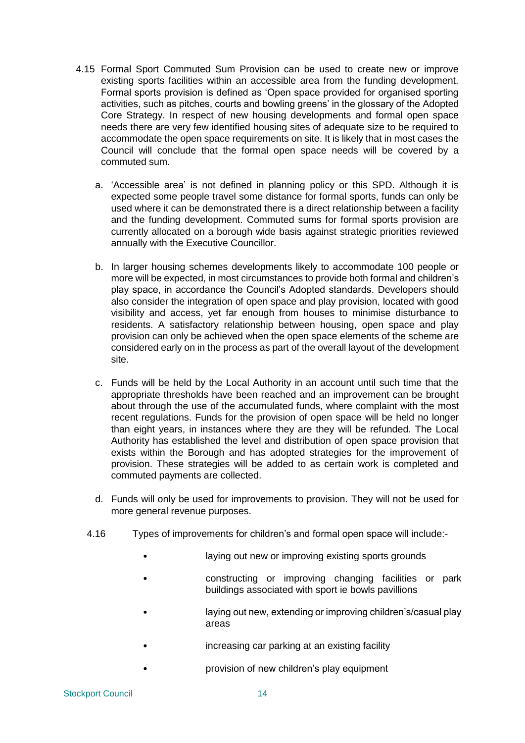4.15 Formal Sport Commuted Sum Provision can be used to create new or improve existing sports facilities within an accessible area from the funding development. Formal sports provision is defined as 'Open space provided for organised sporting activities, such as pitches, courts and bowling greens' in the glossary of the Adopted Core Strategy. In respect of new housing developments and formal open space needs there are very few identified housing sites of adequate size to be required to accommodate the open space requirements on site. It is likely that in most cases the Council will conclude that the formal open space needs will be covered by a commuted sum.

a. 'Accessible area' is not defined in planning policy or this SPD. Although it is expected some people travel some distance for formal sports, funds can only be used where it can be demonstrated there is a direct relationship between a facility and the funding development. Commuted sums for formal sports provision are currently allocated on a borough wide basis against strategic priorities reviewed annually with the Executive Councillor.

b. In larger housing schemes developments likely to accommodate 100 people or more will be expected, in most circumstances to provide both formal and children's play space, in accordance the Council's Adopted standards. Developers should also consider the integration of open space and play provision, located with good visibility and access, yet far enough from houses to minimise disturbance to residents. A satisfactory relationship between housing, open space and play provision can only be achieved when the open space elements of the scheme are considered early on in the process as part of the overall layout of the development site.

c. Funds will be held by the Local Authority in an account until such time that the appropriate thresholds have been reached and an improvement can be brought about through the use of the accumulated funds, where complaint with the most recent regulations. Funds for the provision of open space will be held no longer than eight years, in instances where they are they will be refunded. The Local Authority has established the level and distribution of open space provision that exists within the Borough and has adopted strategies for the improvement of provision. These strategies will be added to as certain work is completed and commuted payments are collected.

d. Funds will only be used for improvements to provision. They will not be used for more general revenue purposes.

4.16 Types of improvements for children's and formal open space will include:-

- laying out new or improving existing sports grounds
- constructing or improving changing facilities or park buildings associated with sport ie bowls pavillions
- laying out new, extending or improving children's/casual play areas
- increasing car parking at an existing facility
- provision of new children's play equipment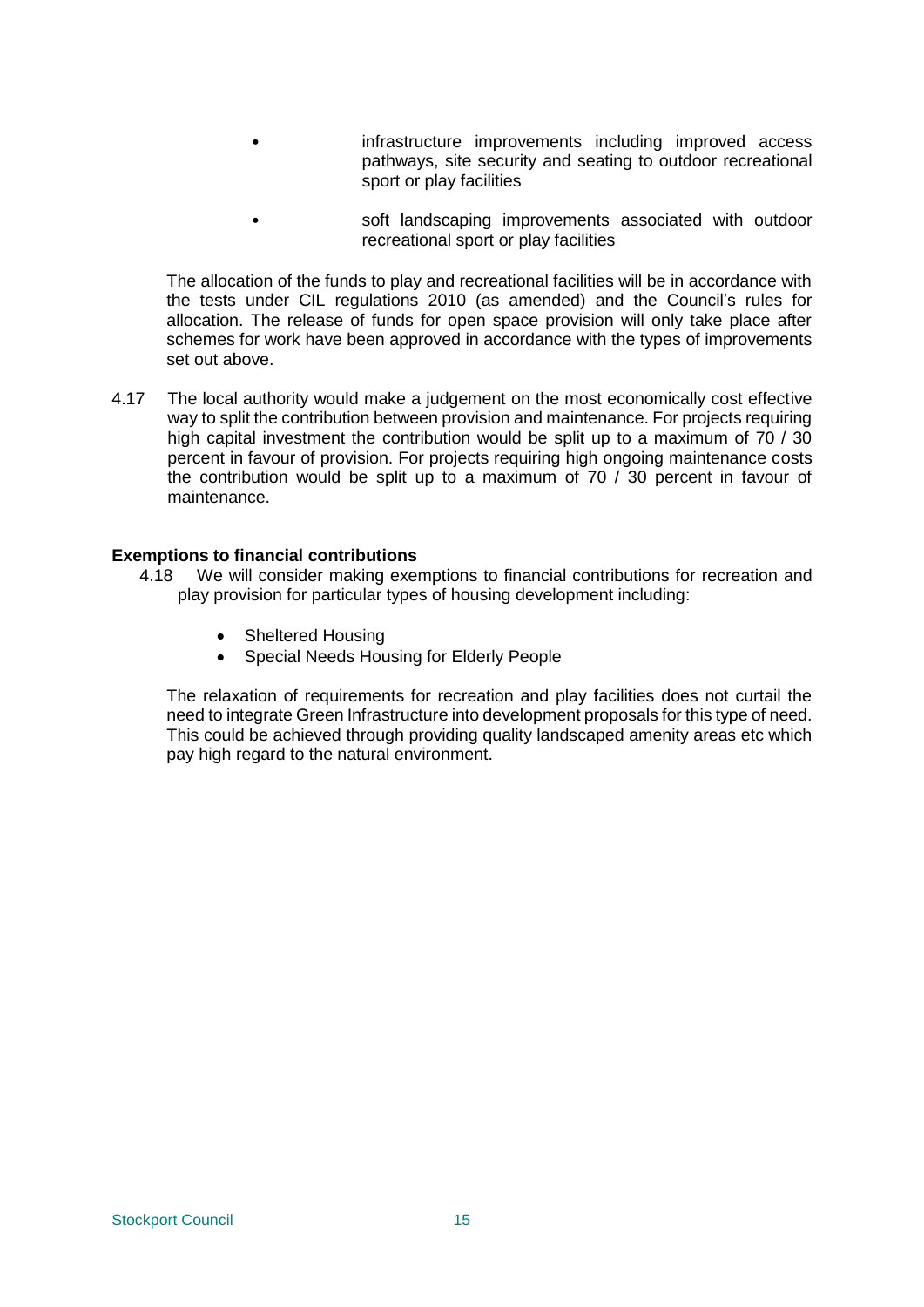- infrastructure improvements including improved access pathways, site security and seating to outdoor recreational sport or play facilities
- soft landscaping improvements associated with outdoor recreational sport or play facilities

The allocation of the funds to play and recreational facilities will be in accordance with the tests under CIL regulations 2010 (as amended) and the Council's rules for allocation. The release of funds for open space provision will only take place after schemes for work have been approved in accordance with the types of improvements set out above.

4.17 The local authority would make a judgement on the most economically cost effective way to split the contribution between provision and maintenance. For projects requiring high capital investment the contribution would be split up to a maximum of 70 / 30 percent in favour of provision. For projects requiring high ongoing maintenance costs the contribution would be split up to a maximum of 70 / 30 percent in favour of maintenance.

**Exemptions to financial contributions**

4.18 We will consider making exemptions to financial contributions for recreation and play provision for particular types of housing development including:

- Sheltered Housing
- Special Needs Housing for Elderly People

The relaxation of requirements for recreation and play facilities does not curtail the need to integrate Green Infrastructure into development proposals for this type of need. This could be achieved through providing quality landscaped amenity areas etc which pay high regard to the natural environment.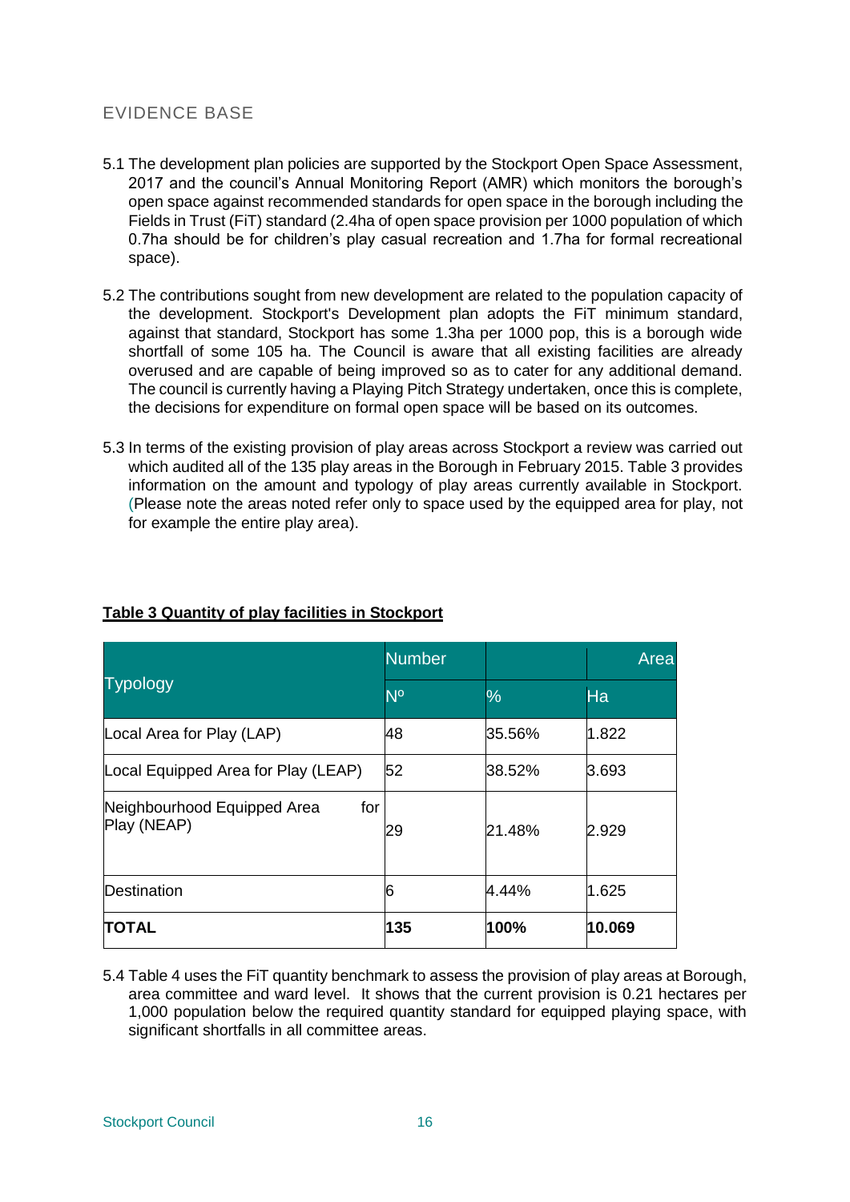## EVIDENCE BASE

5.1 The development plan policies are supported by the Stockport Open Space Assessment, 2017 and the council's Annual Monitoring Report (AMR) which monitors the borough's open space against recommended standards for open space in the borough including the Fields in Trust (FiT) standard (2.4ha of open space provision per 1000 population of which 0.7ha should be for children's play casual recreation and 1.7ha for formal recreational space).

5.2 The contributions sought from new development are related to the population capacity of the development. Stockport's Development plan adopts the FiT minimum standard, against that standard, Stockport has some 1.3ha per 1000 pop, this is a borough wide shortfall of some 105 ha. The Council is aware that all existing facilities are already overused and are capable of being improved so as to cater for any additional demand. The council is currently having a Playing Pitch Strategy undertaken, once this is complete, the decisions for expenditure on formal open space will be based on its outcomes.

5.3 In terms of the existing provision of play areas across Stockport a review was carried out which audited all of the 135 play areas in the Borough in February 2015. Table 3 provides information on the amount and typology of play areas currently available in Stockport. (Please note the areas noted refer only to space used by the equipped area for play, not for example the entire play area).

**Table 3 Quantity of play facilities in Stockport**

| Typology | Number | | Area |
|---|---|---|---|
| | Nº | % | Ha |
| Local Area for Play (LAP) | 48 | 35.56% | 1.822 |
| Local Equipped Area for Play (LEAP) | 52 | 38.52% | 3.693 |
| Neighbourhood Equipped Area for Play (NEAP) | 29 | 21.48% | 2.929 |
| Destination | 6 | 4.44% | 1.625 |
| **TOTAL** | **135** | **100%** | **10.069** |

5.4 Table 4 uses the FiT quantity benchmark to assess the provision of play areas at Borough, area committee and ward level. It shows that the current provision is 0.21 hectares per 1,000 population below the required quantity standard for equipped playing space, with significant shortfalls in all committee areas.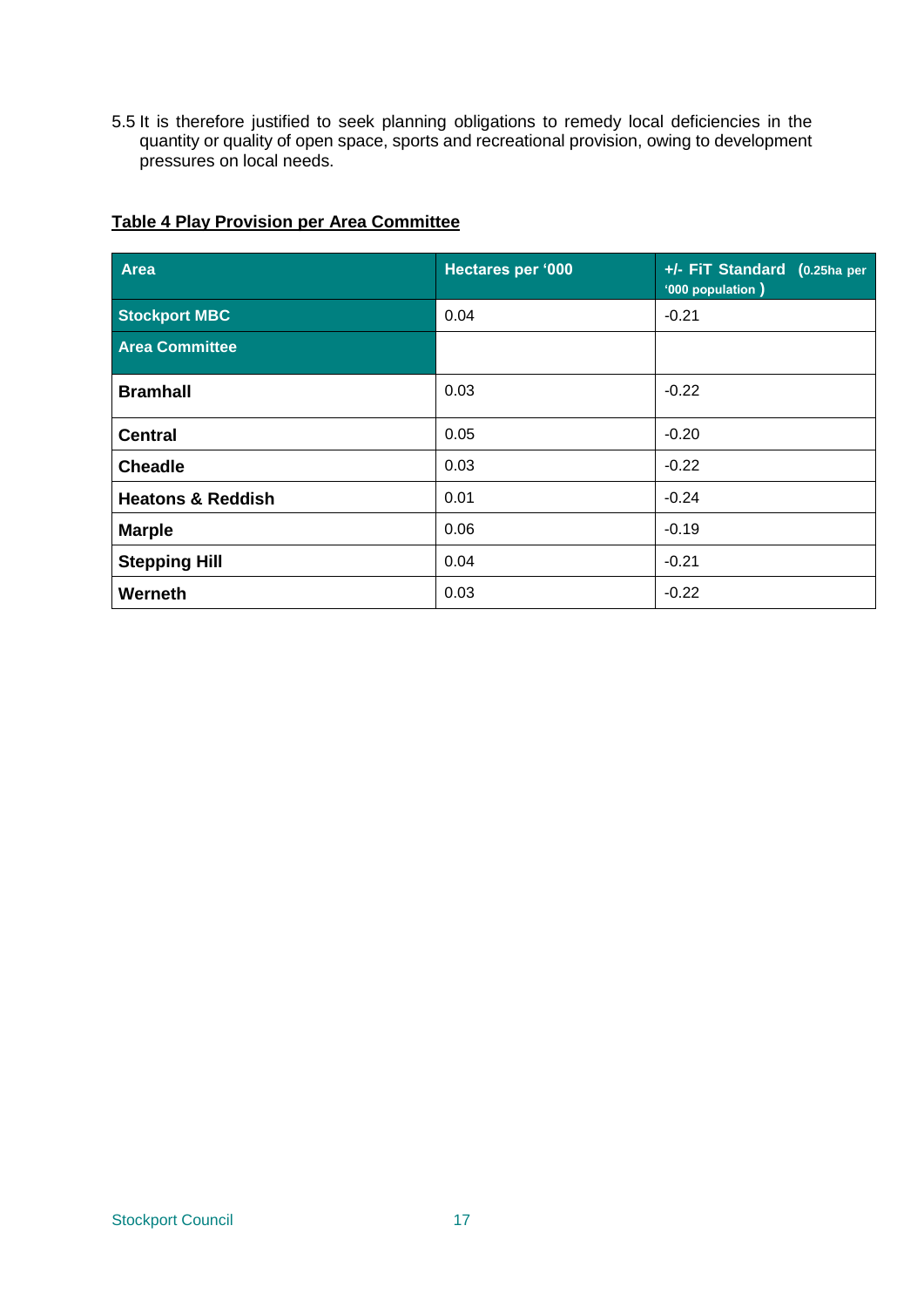5.5 It is therefore justified to seek planning obligations to remedy local deficiencies in the quantity or quality of open space, sports and recreational provision, owing to development pressures on local needs.

**Table 4 Play Provision per Area Committee**

| Area | Hectares per '000 | +/- FiT Standard (0.25ha per '000 population ) |
|---|---|---|
| **Stockport MBC** | 0.04 | -0.21 |
| **Area Committee** | | |
| **Bramhall** | 0.03 | -0.22 |
| **Central** | 0.05 | -0.20 |
| **Cheadle** | 0.03 | -0.22 |
| **Heatons & Reddish** | 0.01 | -0.24 |
| **Marple** | 0.06 | -0.19 |
| **Stepping Hill** | 0.04 | -0.21 |
| **Werneth** | 0.03 | -0.22 |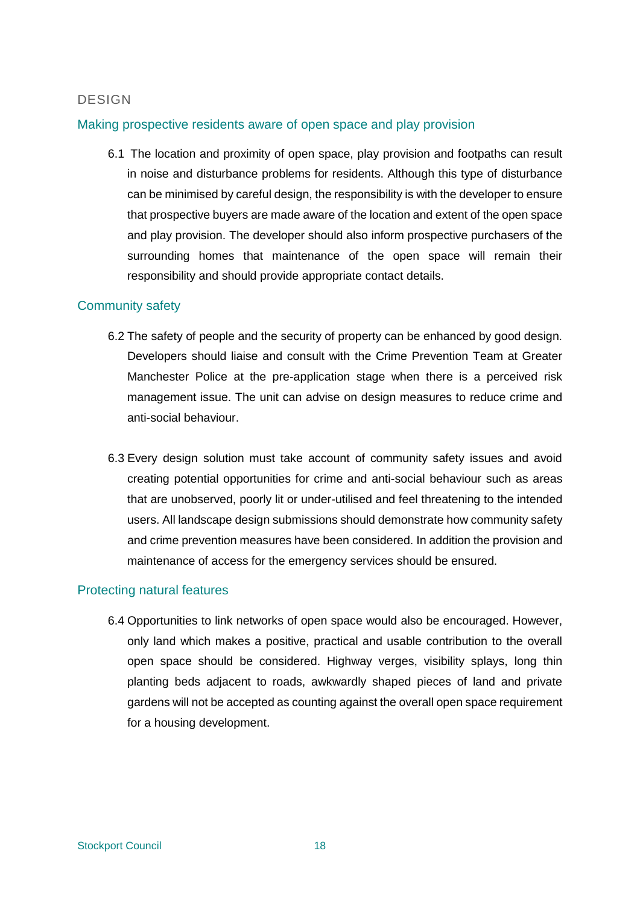## DESIGN

### Making prospective residents aware of open space and play provision

6.1 The location and proximity of open space, play provision and footpaths can result in noise and disturbance problems for residents. Although this type of disturbance can be minimised by careful design, the responsibility is with the developer to ensure that prospective buyers are made aware of the location and extent of the open space and play provision. The developer should also inform prospective purchasers of the surrounding homes that maintenance of the open space will remain their responsibility and should provide appropriate contact details.

### Community safety

6.2 The safety of people and the security of property can be enhanced by good design. Developers should liaise and consult with the Crime Prevention Team at Greater Manchester Police at the pre-application stage when there is a perceived risk management issue. The unit can advise on design measures to reduce crime and anti-social behaviour.

6.3 Every design solution must take account of community safety issues and avoid creating potential opportunities for crime and anti-social behaviour such as areas that are unobserved, poorly lit or under-utilised and feel threatening to the intended users. All landscape design submissions should demonstrate how community safety and crime prevention measures have been considered. In addition the provision and maintenance of access for the emergency services should be ensured.

### Protecting natural features

6.4 Opportunities to link networks of open space would also be encouraged. However, only land which makes a positive, practical and usable contribution to the overall open space should be considered. Highway verges, visibility splays, long thin planting beds adjacent to roads, awkwardly shaped pieces of land and private gardens will not be accepted as counting against the overall open space requirement for a housing development.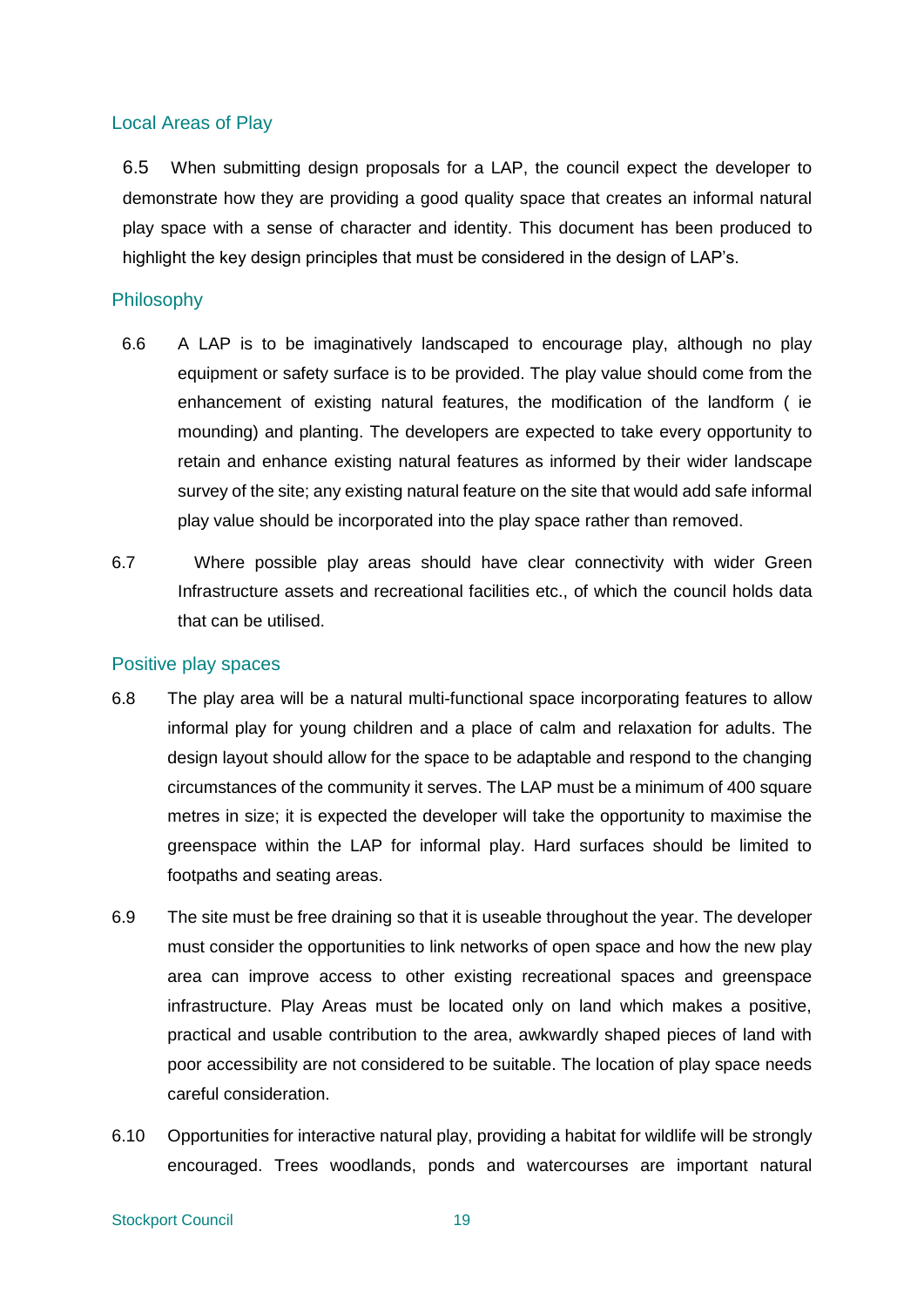## Local Areas of Play

6.5 When submitting design proposals for a LAP, the council expect the developer to demonstrate how they are providing a good quality space that creates an informal natural play space with a sense of character and identity. This document has been produced to highlight the key design principles that must be considered in the design of LAP's.

## Philosophy

6.6 A LAP is to be imaginatively landscaped to encourage play, although no play equipment or safety surface is to be provided. The play value should come from the enhancement of existing natural features, the modification of the landform ( ie mounding) and planting. The developers are expected to take every opportunity to retain and enhance existing natural features as informed by their wider landscape survey of the site; any existing natural feature on the site that would add safe informal play value should be incorporated into the play space rather than removed.

6.7 Where possible play areas should have clear connectivity with wider Green Infrastructure assets and recreational facilities etc., of which the council holds data that can be utilised.

## Positive play spaces

6.8 The play area will be a natural multi-functional space incorporating features to allow informal play for young children and a place of calm and relaxation for adults. The design layout should allow for the space to be adaptable and respond to the changing circumstances of the community it serves. The LAP must be a minimum of 400 square metres in size; it is expected the developer will take the opportunity to maximise the greenspace within the LAP for informal play. Hard surfaces should be limited to footpaths and seating areas.

6.9 The site must be free draining so that it is useable throughout the year. The developer must consider the opportunities to link networks of open space and how the new play area can improve access to other existing recreational spaces and greenspace infrastructure. Play Areas must be located only on land which makes a positive, practical and usable contribution to the area, awkwardly shaped pieces of land with poor accessibility are not considered to be suitable. The location of play space needs careful consideration.

6.10 Opportunities for interactive natural play, providing a habitat for wildlife will be strongly encouraged. Trees woodlands, ponds and watercourses are important natural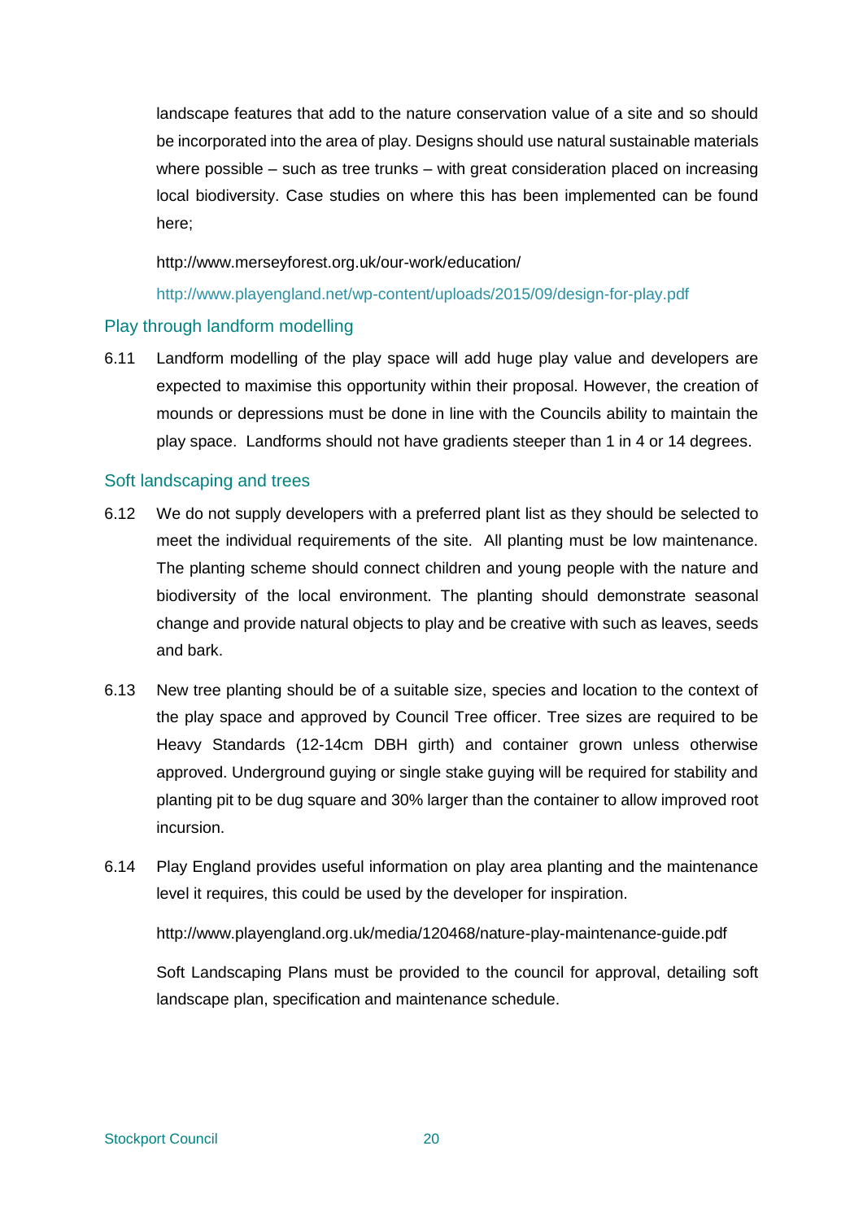landscape features that add to the nature conservation value of a site and so should be incorporated into the area of play. Designs should use natural sustainable materials where possible – such as tree trunks – with great consideration placed on increasing local biodiversity. Case studies on where this has been implemented can be found here;

http://www.merseyforest.org.uk/our-work/education/

http://www.playengland.net/wp-content/uploads/2015/09/design-for-play.pdf

### Play through landform modelling

6.11 Landform modelling of the play space will add huge play value and developers are expected to maximise this opportunity within their proposal. However, the creation of mounds or depressions must be done in line with the Councils ability to maintain the play space. Landforms should not have gradients steeper than 1 in 4 or 14 degrees.

### Soft landscaping and trees

6.12 We do not supply developers with a preferred plant list as they should be selected to meet the individual requirements of the site. All planting must be low maintenance. The planting scheme should connect children and young people with the nature and biodiversity of the local environment. The planting should demonstrate seasonal change and provide natural objects to play and be creative with such as leaves, seeds and bark.

6.13 New tree planting should be of a suitable size, species and location to the context of the play space and approved by Council Tree officer. Tree sizes are required to be Heavy Standards (12-14cm DBH girth) and container grown unless otherwise approved. Underground guying or single stake guying will be required for stability and planting pit to be dug square and 30% larger than the container to allow improved root incursion.

6.14 Play England provides useful information on play area planting and the maintenance level it requires, this could be used by the developer for inspiration.

http://www.playengland.org.uk/media/120468/nature-play-maintenance-guide.pdf

Soft Landscaping Plans must be provided to the council for approval, detailing soft landscape plan, specification and maintenance schedule.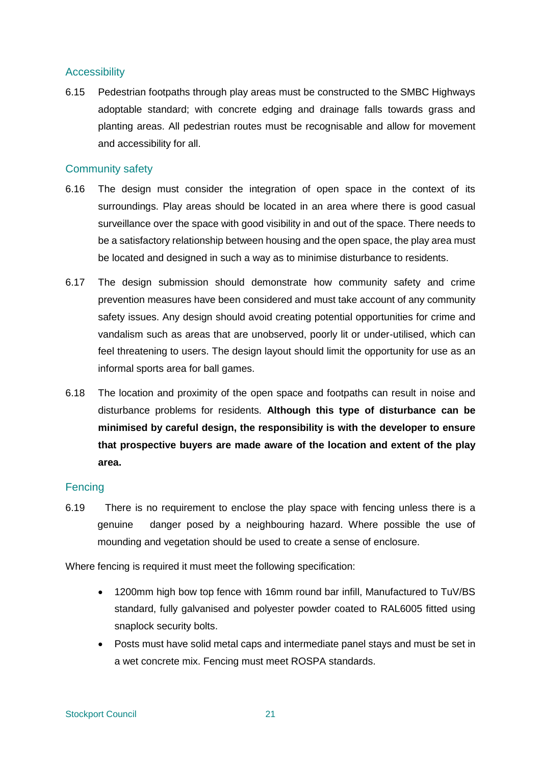### Accessibility

6.15 Pedestrian footpaths through play areas must be constructed to the SMBC Highways adoptable standard; with concrete edging and drainage falls towards grass and planting areas. All pedestrian routes must be recognisable and allow for movement and accessibility for all.

### Community safety

6.16 The design must consider the integration of open space in the context of its surroundings. Play areas should be located in an area where there is good casual surveillance over the space with good visibility in and out of the space. There needs to be a satisfactory relationship between housing and the open space, the play area must be located and designed in such a way as to minimise disturbance to residents.

6.17 The design submission should demonstrate how community safety and crime prevention measures have been considered and must take account of any community safety issues. Any design should avoid creating potential opportunities for crime and vandalism such as areas that are unobserved, poorly lit or under-utilised, which can feel threatening to users. The design layout should limit the opportunity for use as an informal sports area for ball games.

6.18 The location and proximity of the open space and footpaths can result in noise and disturbance problems for residents. **Although this type of disturbance can be minimised by careful design, the responsibility is with the developer to ensure that prospective buyers are made aware of the location and extent of the play area.**

### Fencing

6.19 There is no requirement to enclose the play space with fencing unless there is a genuine danger posed by a neighbouring hazard. Where possible the use of mounding and vegetation should be used to create a sense of enclosure.

Where fencing is required it must meet the following specification:

- 1200mm high bow top fence with 16mm round bar infill, Manufactured to TuV/BS standard, fully galvanised and polyester powder coated to RAL6005 fitted using snaplock security bolts.
- Posts must have solid metal caps and intermediate panel stays and must be set in a wet concrete mix. Fencing must meet ROSPA standards.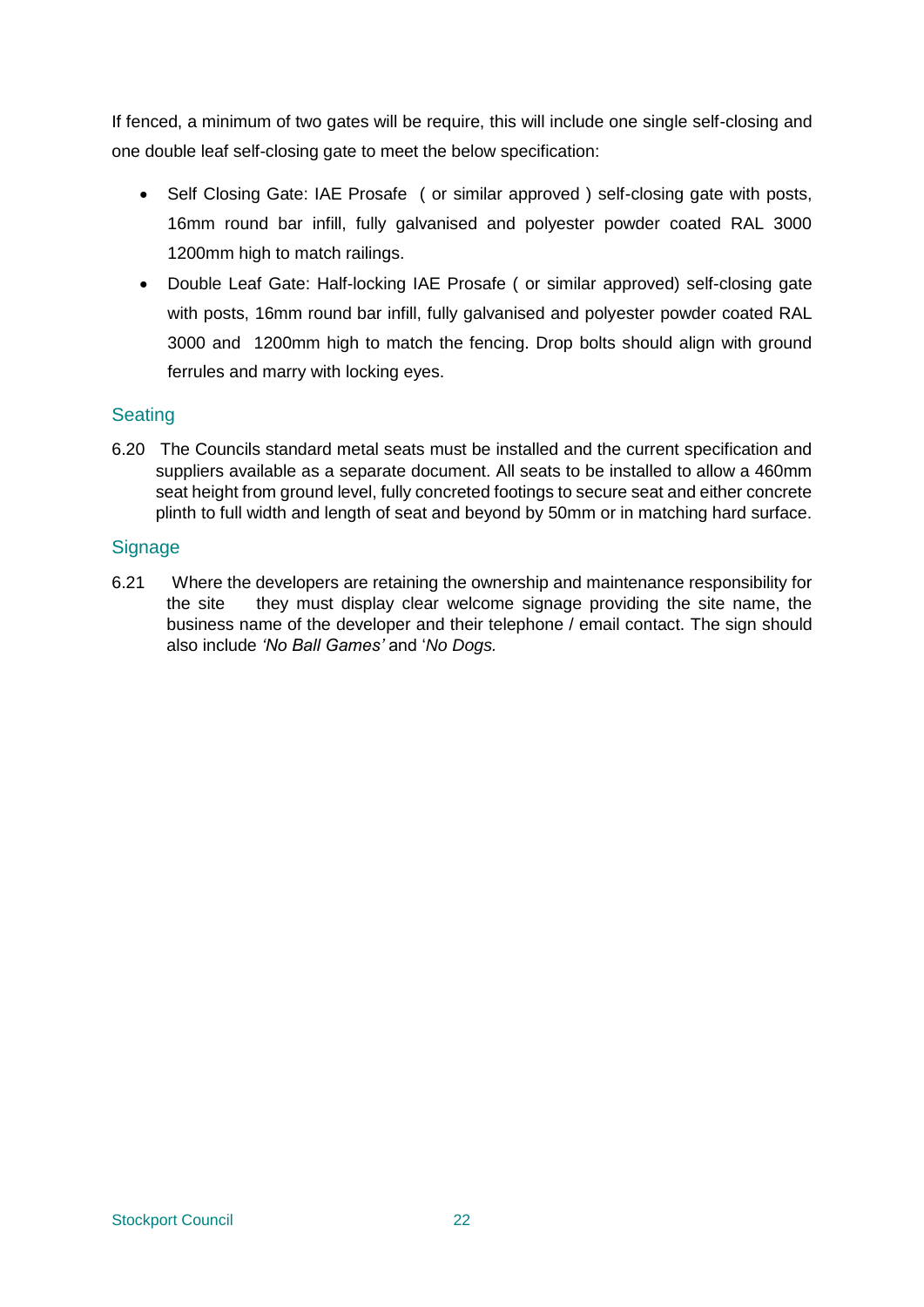If fenced, a minimum of two gates will be require, this will include one single self-closing and one double leaf self-closing gate to meet the below specification:

- Self Closing Gate: IAE Prosafe ( or similar approved ) self-closing gate with posts, 16mm round bar infill, fully galvanised and polyester powder coated RAL 3000 1200mm high to match railings.
- Double Leaf Gate: Half-locking IAE Prosafe ( or similar approved) self-closing gate with posts, 16mm round bar infill, fully galvanised and polyester powder coated RAL 3000 and 1200mm high to match the fencing. Drop bolts should align with ground ferrules and marry with locking eyes.

## Seating

6.20 The Councils standard metal seats must be installed and the current specification and suppliers available as a separate document. All seats to be installed to allow a 460mm seat height from ground level, fully concreted footings to secure seat and either concrete plinth to full width and length of seat and beyond by 50mm or in matching hard surface.

## Signage

6.21 Where the developers are retaining the ownership and maintenance responsibility for the site they must display clear welcome signage providing the site name, the business name of the developer and their telephone / email contact. The sign should also include *'No Ball Games'* and '*No Dogs.*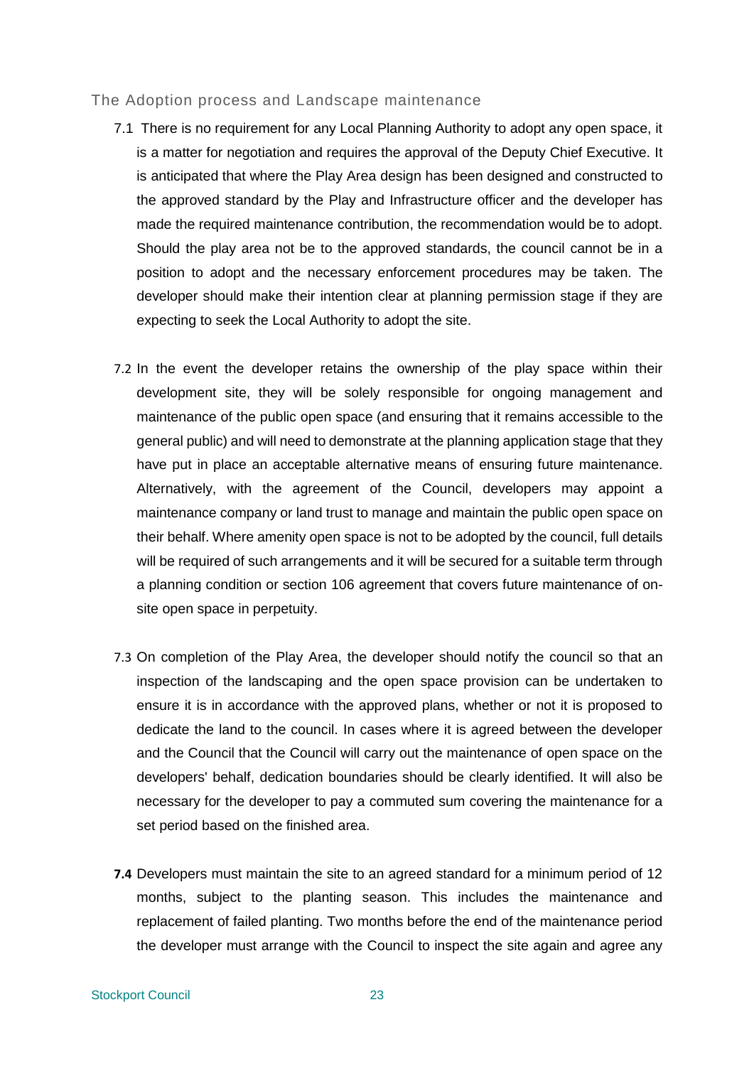## The Adoption process and Landscape maintenance

7.1 There is no requirement for any Local Planning Authority to adopt any open space, it is a matter for negotiation and requires the approval of the Deputy Chief Executive. It is anticipated that where the Play Area design has been designed and constructed to the approved standard by the Play and Infrastructure officer and the developer has made the required maintenance contribution, the recommendation would be to adopt. Should the play area not be to the approved standards, the council cannot be in a position to adopt and the necessary enforcement procedures may be taken. The developer should make their intention clear at planning permission stage if they are expecting to seek the Local Authority to adopt the site.

7.2 In the event the developer retains the ownership of the play space within their development site, they will be solely responsible for ongoing management and maintenance of the public open space (and ensuring that it remains accessible to the general public) and will need to demonstrate at the planning application stage that they have put in place an acceptable alternative means of ensuring future maintenance. Alternatively, with the agreement of the Council, developers may appoint a maintenance company or land trust to manage and maintain the public open space on their behalf. Where amenity open space is not to be adopted by the council, full details will be required of such arrangements and it will be secured for a suitable term through a planning condition or section 106 agreement that covers future maintenance of on-site open space in perpetuity.

7.3 On completion of the Play Area, the developer should notify the council so that an inspection of the landscaping and the open space provision can be undertaken to ensure it is in accordance with the approved plans, whether or not it is proposed to dedicate the land to the council. In cases where it is agreed between the developer and the Council that the Council will carry out the maintenance of open space on the developers' behalf, dedication boundaries should be clearly identified. It will also be necessary for the developer to pay a commuted sum covering the maintenance for a set period based on the finished area.

**7.4** Developers must maintain the site to an agreed standard for a minimum period of 12 months, subject to the planting season. This includes the maintenance and replacement of failed planting. Two months before the end of the maintenance period the developer must arrange with the Council to inspect the site again and agree any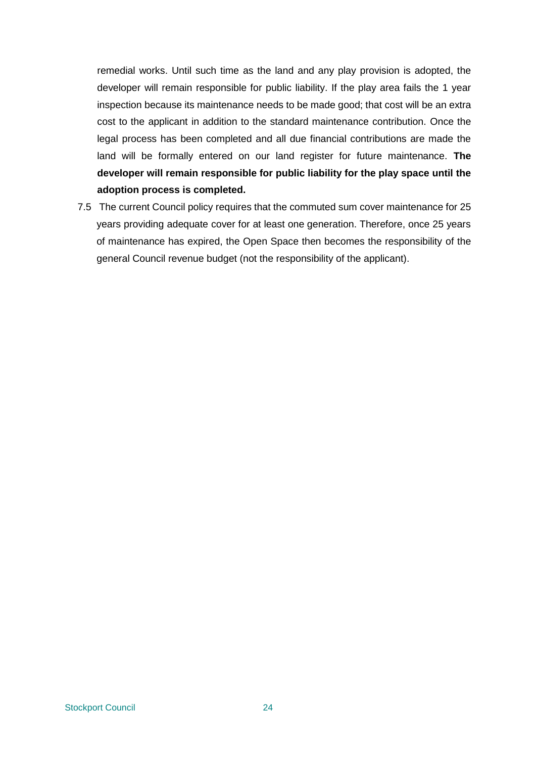remedial works. Until such time as the land and any play provision is adopted, the developer will remain responsible for public liability. If the play area fails the 1 year inspection because its maintenance needs to be made good; that cost will be an extra cost to the applicant in addition to the standard maintenance contribution. Once the legal process has been completed and all due financial contributions are made the land will be formally entered on our land register for future maintenance. **The developer will remain responsible for public liability for the play space until the adoption process is completed.**

7.5 The current Council policy requires that the commuted sum cover maintenance for 25 years providing adequate cover for at least one generation. Therefore, once 25 years of maintenance has expired, the Open Space then becomes the responsibility of the general Council revenue budget (not the responsibility of the applicant).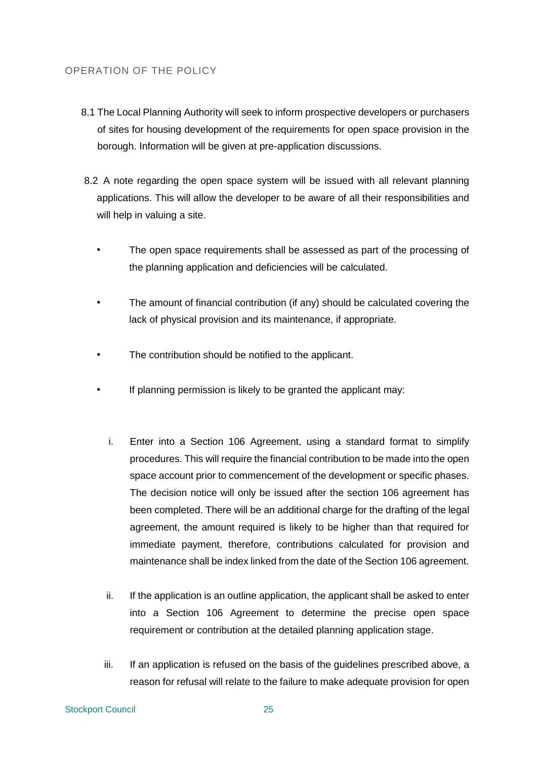## OPERATION OF THE POLICY

8.1 The Local Planning Authority will seek to inform prospective developers or purchasers of sites for housing development of the requirements for open space provision in the borough. Information will be given at pre-application discussions.

8.2 A note regarding the open space system will be issued with all relevant planning applications. This will allow the developer to be aware of all their responsibilities and will help in valuing a site.

- The open space requirements shall be assessed as part of the processing of the planning application and deficiencies will be calculated.
- The amount of financial contribution (if any) should be calculated covering the lack of physical provision and its maintenance, if appropriate.
- The contribution should be notified to the applicant.
- If planning permission is likely to be granted the applicant may:

  i. Enter into a Section 106 Agreement, using a standard format to simplify procedures. This will require the financial contribution to be made into the open space account prior to commencement of the development or specific phases. The decision notice will only be issued after the section 106 agreement has been completed. There will be an additional charge for the drafting of the legal agreement, the amount required is likely to be higher than that required for immediate payment, therefore, contributions calculated for provision and maintenance shall be index linked from the date of the Section 106 agreement.

  ii. If the application is an outline application, the applicant shall be asked to enter into a Section 106 Agreement to determine the precise open space requirement or contribution at the detailed planning application stage.

  iii. If an application is refused on the basis of the guidelines prescribed above, a reason for refusal will relate to the failure to make adequate provision for open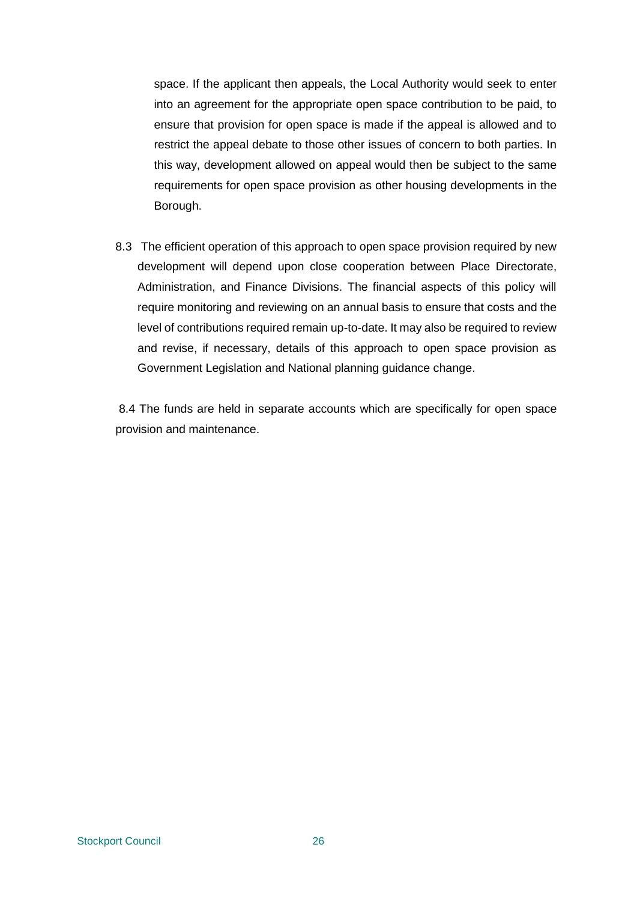space. If the applicant then appeals, the Local Authority would seek to enter into an agreement for the appropriate open space contribution to be paid, to ensure that provision for open space is made if the appeal is allowed and to restrict the appeal debate to those other issues of concern to both parties. In this way, development allowed on appeal would then be subject to the same requirements for open space provision as other housing developments in the Borough.

8.3 The efficient operation of this approach to open space provision required by new development will depend upon close cooperation between Place Directorate, Administration, and Finance Divisions. The financial aspects of this policy will require monitoring and reviewing on an annual basis to ensure that costs and the level of contributions required remain up-to-date. It may also be required to review and revise, if necessary, details of this approach to open space provision as Government Legislation and National planning guidance change.

8.4 The funds are held in separate accounts which are specifically for open space provision and maintenance.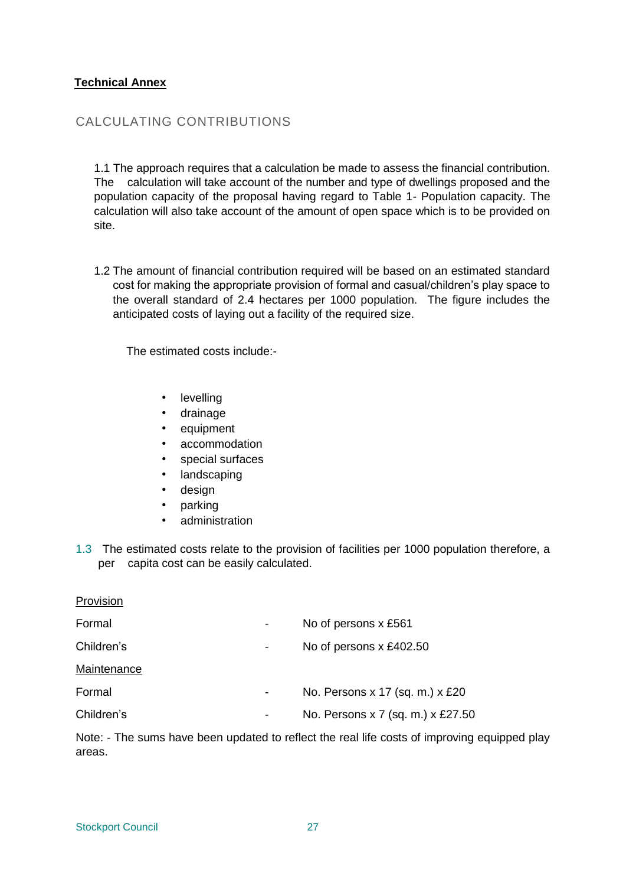**Technical Annex**

## CALCULATING CONTRIBUTIONS

1.1 The approach requires that a calculation be made to assess the financial contribution. The calculation will take account of the number and type of dwellings proposed and the population capacity of the proposal having regard to Table 1- Population capacity. The calculation will also take account of the amount of open space which is to be provided on site.

1.2 The amount of financial contribution required will be based on an estimated standard cost for making the appropriate provision of formal and casual/children's play space to the overall standard of 2.4 hectares per 1000 population. The figure includes the anticipated costs of laying out a facility of the required size.

The estimated costs include:-

- levelling
- drainage
- equipment
- accommodation
- special surfaces
- landscaping
- design
- parking
- administration

1.3 The estimated costs relate to the provision of facilities per 1000 population therefore, a per capita cost can be easily calculated.

Provision

| | | |
|---|---|---|
| Formal | - | No of persons x £561 |
| Children's | - | No of persons x £402.50 |

Maintenance

| | | |
|---|---|---|
| Formal | - | No. Persons x 17 (sq. m.) x £20 |
| Children's | - | No. Persons x 7 (sq. m.) x £27.50 |

Note: - The sums have been updated to reflect the real life costs of improving equipped play areas.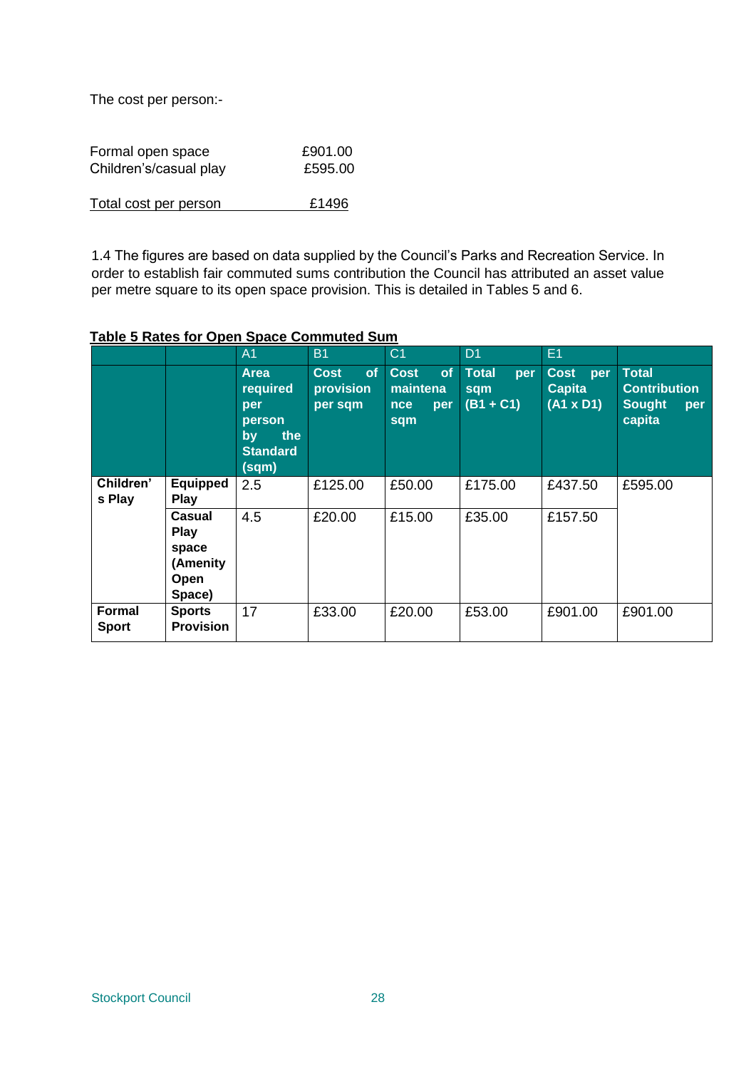The cost per person:-

| | |
|---|---|
| Formal open space | £901.00 |
| Children's/casual play | £595.00 |
| Total cost per person | £1496 |

1.4 The figures are based on data supplied by the Council's Parks and Recreation Service. In order to establish fair commuted sums contribution the Council has attributed an asset value per metre square to its open space provision. This is detailed in Tables 5 and 6.

**Table 5 Rates for Open Space Commuted Sum**

| | | A1 | B1 | C1 | D1 | E1 | |
|---|---|---|---|---|---|---|---|
| | | **Area required per person by the Standard (sqm)** | **Cost of provision per sqm** | **Cost of maintenance per sqm** | **Total per sqm (B1 + C1)** | **Cost per Capita (A1 x D1)** | **Total Contribution Sought per capita** |
| **Children's Play** | **Equipped Play** | 2.5 | £125.00 | £50.00 | £175.00 | £437.50 | £595.00 |
| | **Casual Play space (Amenity Open Space)** | 4.5 | £20.00 | £15.00 | £35.00 | £157.50 | |
| **Formal Sport** | **Sports Provision** | 17 | £33.00 | £20.00 | £53.00 | £901.00 | £901.00 |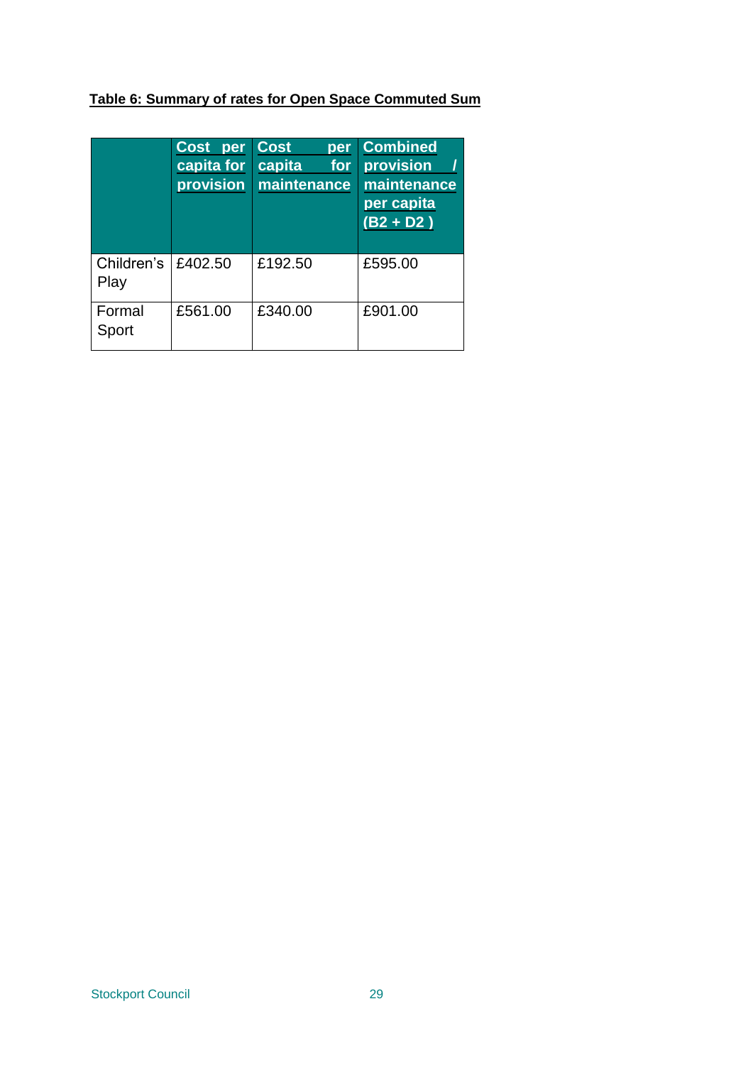**Table 6: Summary of rates for Open Space Commuted Sum**

| | Cost per capita for provision | Cost per capita for maintenance | Combined provision / maintenance per capita (B2 + D2 ) |
|---|---|---|---|
| Children's Play | £402.50 | £192.50 | £595.00 |
| Formal Sport | £561.00 | £340.00 | £901.00 |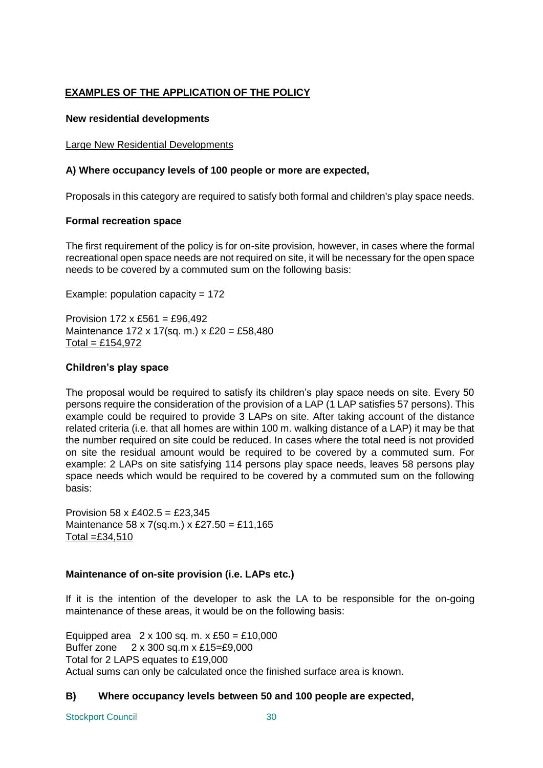## EXAMPLES OF THE APPLICATION OF THE POLICY

**New residential developments**

Large New Residential Developments

**A) Where occupancy levels of 100 people or more are expected,**

Proposals in this category are required to satisfy both formal and children's play space needs.

**Formal recreation space**

The first requirement of the policy is for on-site provision, however, in cases where the formal recreational open space needs are not required on site, it will be necessary for the open space needs to be covered by a commuted sum on the following basis:

Example: population capacity = 172

Provision 172 x £561 = £96,492
Maintenance 172 x 17(sq. m.) x £20 = £58,480
Total = £154,972

**Children's play space**

The proposal would be required to satisfy its children's play space needs on site. Every 50 persons require the consideration of the provision of a LAP (1 LAP satisfies 57 persons). This example could be required to provide 3 LAPs on site. After taking account of the distance related criteria (i.e. that all homes are within 100 m. walking distance of a LAP) it may be that the number required on site could be reduced. In cases where the total need is not provided on site the residual amount would be required to be covered by a commuted sum. For example: 2 LAPs on site satisfying 114 persons play space needs, leaves 58 persons play space needs which would be required to be covered by a commuted sum on the following basis:

Provision 58 x £402.5 = £23,345
Maintenance 58 x 7(sq.m.) x £27.50 = £11,165
Total =£34,510

**Maintenance of on-site provision (i.e. LAPs etc.)**

If it is the intention of the developer to ask the LA to be responsible for the on-going maintenance of these areas, it would be on the following basis:

Equipped area 2 x 100 sq. m. x £50 = £10,000
Buffer zone 2 x 300 sq.m x £15=£9,000
Total for 2 LAPS equates to £19,000
Actual sums can only be calculated once the finished surface area is known.

**B) Where occupancy levels between 50 and 100 people are expected,**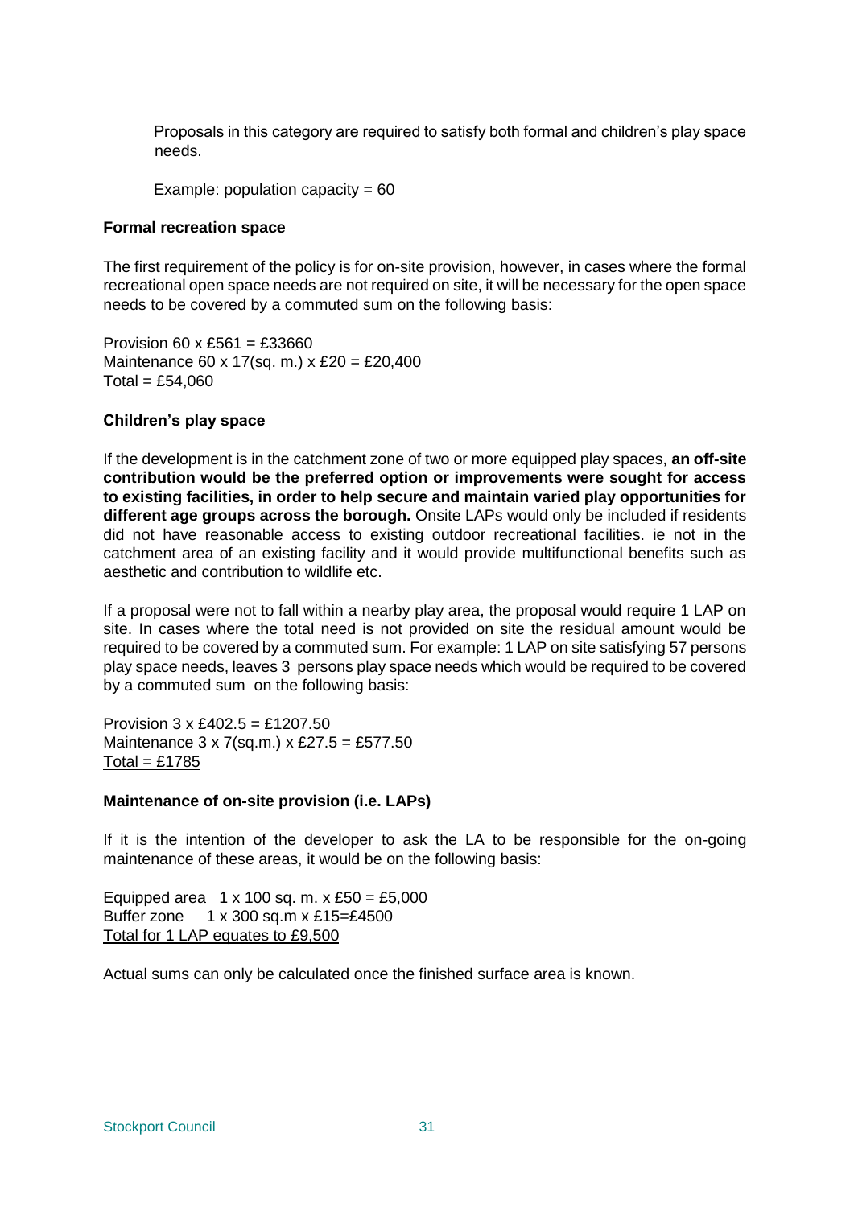Proposals in this category are required to satisfy both formal and children's play space needs.

Example: population capacity = 60

**Formal recreation space**

The first requirement of the policy is for on-site provision, however, in cases where the formal recreational open space needs are not required on site, it will be necessary for the open space needs to be covered by a commuted sum on the following basis:

Provision 60 x £561 = £33660
Maintenance 60 x 17(sq. m.) x £20 = £20,400
<u>Total = £54,060</u>

**Children's play space**

If the development is in the catchment zone of two or more equipped play spaces, **an off-site contribution would be the preferred option or improvements were sought for access to existing facilities, in order to help secure and maintain varied play opportunities for different age groups across the borough.** Onsite LAPs would only be included if residents did not have reasonable access to existing outdoor recreational facilities. ie not in the catchment area of an existing facility and it would provide multifunctional benefits such as aesthetic and contribution to wildlife etc.

If a proposal were not to fall within a nearby play area, the proposal would require 1 LAP on site. In cases where the total need is not provided on site the residual amount would be required to be covered by a commuted sum. For example: 1 LAP on site satisfying 57 persons play space needs, leaves 3 persons play space needs which would be required to be covered by a commuted sum on the following basis:

Provision 3 x £402.5 = £1207.50
Maintenance 3 x 7(sq.m.) x £27.5 = £577.50
<u>Total = £1785</u>

**Maintenance of on-site provision (i.e. LAPs)**

If it is the intention of the developer to ask the LA to be responsible for the on-going maintenance of these areas, it would be on the following basis:

Equipped area 1 x 100 sq. m. x £50 = £5,000
Buffer zone 1 x 300 sq.m x £15=£4500
<u>Total for 1 LAP equates to £9,500</u>

Actual sums can only be calculated once the finished surface area is known.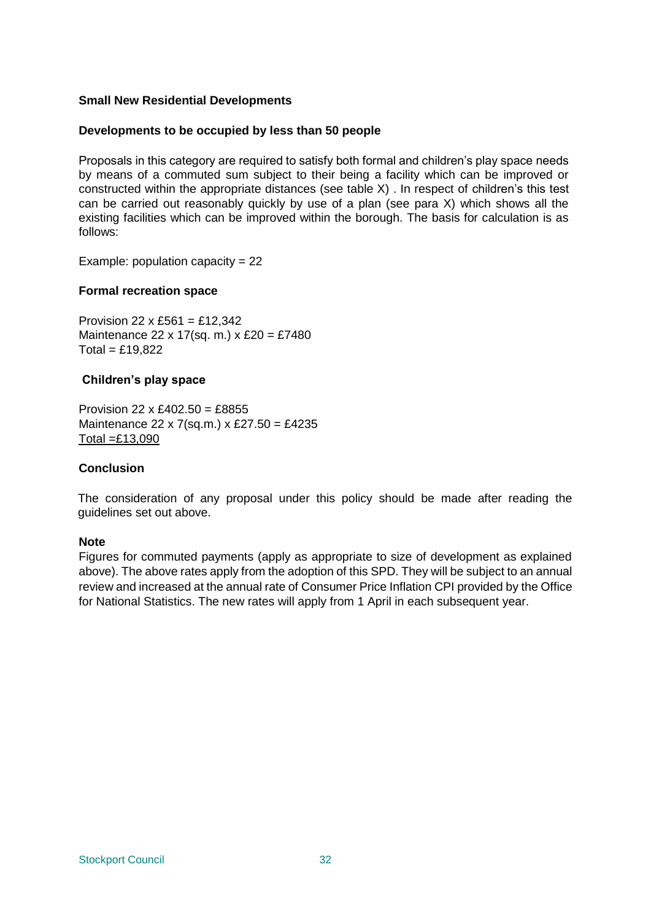**Small New Residential Developments**

**Developments to be occupied by less than 50 people**

Proposals in this category are required to satisfy both formal and children's play space needs by means of a commuted sum subject to their being a facility which can be improved or constructed within the appropriate distances (see table X) . In respect of children's this test can be carried out reasonably quickly by use of a plan (see para X) which shows all the existing facilities which can be improved within the borough. The basis for calculation is as follows:

Example: population capacity = 22

**Formal recreation space**

Provision 22 x £561 = £12,342
Maintenance 22 x 17(sq. m.) x £20 = £7480
Total = £19,822

**Children's play space**

Provision 22 x £402.50 = £8855
Maintenance 22 x 7(sq.m.) x £27.50 = £4235
<u>Total =£13,090</u>

**Conclusion**

The consideration of any proposal under this policy should be made after reading the guidelines set out above.

**Note**

Figures for commuted payments (apply as appropriate to size of development as explained above). The above rates apply from the adoption of this SPD. They will be subject to an annual review and increased at the annual rate of Consumer Price Inflation CPI provided by the Office for National Statistics. The new rates will apply from 1 April in each subsequent year.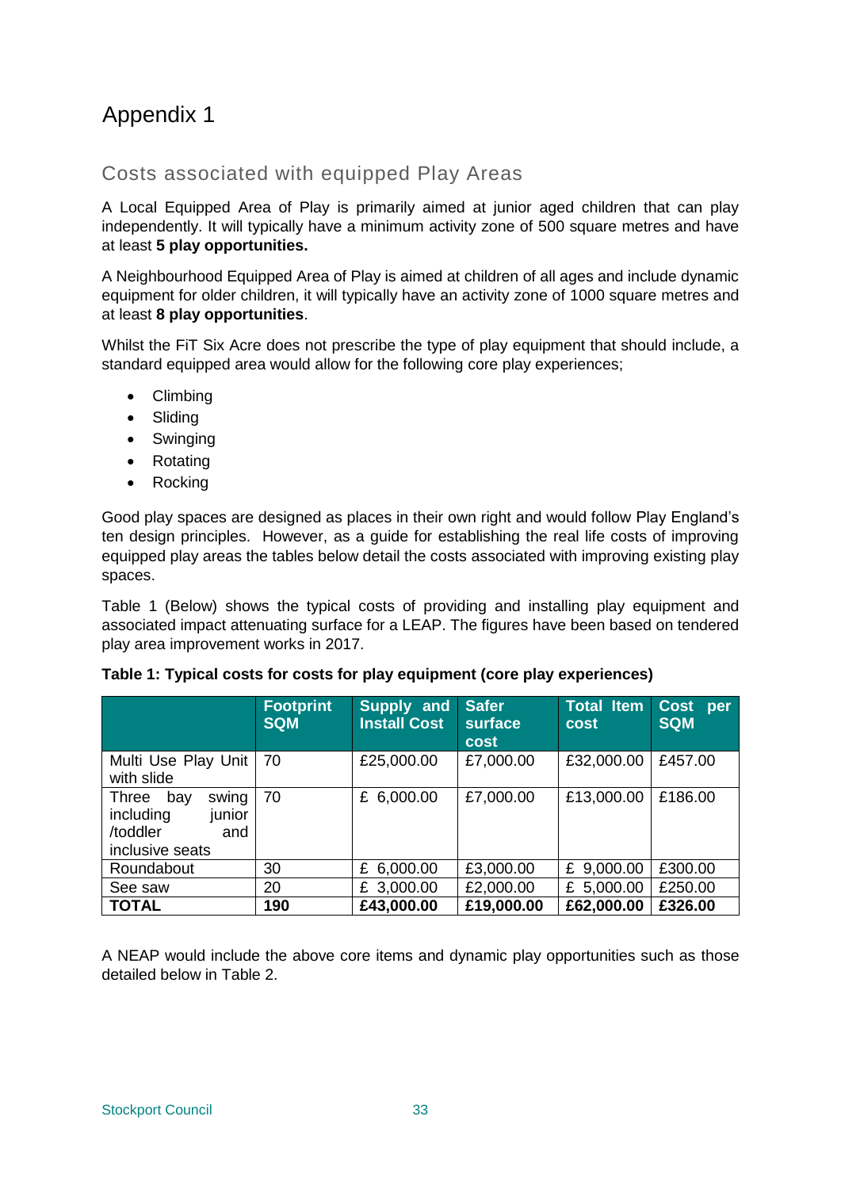# Appendix 1

## Costs associated with equipped Play Areas

A Local Equipped Area of Play is primarily aimed at junior aged children that can play independently. It will typically have a minimum activity zone of 500 square metres and have at least **5 play opportunities.**

A Neighbourhood Equipped Area of Play is aimed at children of all ages and include dynamic equipment for older children, it will typically have an activity zone of 1000 square metres and at least **8 play opportunities**.

Whilst the FiT Six Acre does not prescribe the type of play equipment that should include, a standard equipped area would allow for the following core play experiences;

- Climbing
- Sliding
- Swinging
- Rotating
- Rocking

Good play spaces are designed as places in their own right and would follow Play England's ten design principles. However, as a guide for establishing the real life costs of improving equipped play areas the tables below detail the costs associated with improving existing play spaces.

Table 1 (Below) shows the typical costs of providing and installing play equipment and associated impact attenuating surface for a LEAP. The figures have been based on tendered play area improvement works in 2017.

**Table 1: Typical costs for costs for play equipment (core play experiences)**

| | Footprint SQM | Supply and Install Cost | Safer surface cost | Total Item cost | Cost per SQM |
|---|---|---|---|---|---|
| Multi Use Play Unit with slide | 70 | £25,000.00 | £7,000.00 | £32,000.00 | £457.00 |
| Three bay swing including junior /toddler and inclusive seats | 70 | £ 6,000.00 | £7,000.00 | £13,000.00 | £186.00 |
| Roundabout | 30 | £ 6,000.00 | £3,000.00 | £ 9,000.00 | £300.00 |
| See saw | 20 | £ 3,000.00 | £2,000.00 | £ 5,000.00 | £250.00 |
| **TOTAL** | **190** | **£43,000.00** | **£19,000.00** | **£62,000.00** | **£326.00** |

A NEAP would include the above core items and dynamic play opportunities such as those detailed below in Table 2.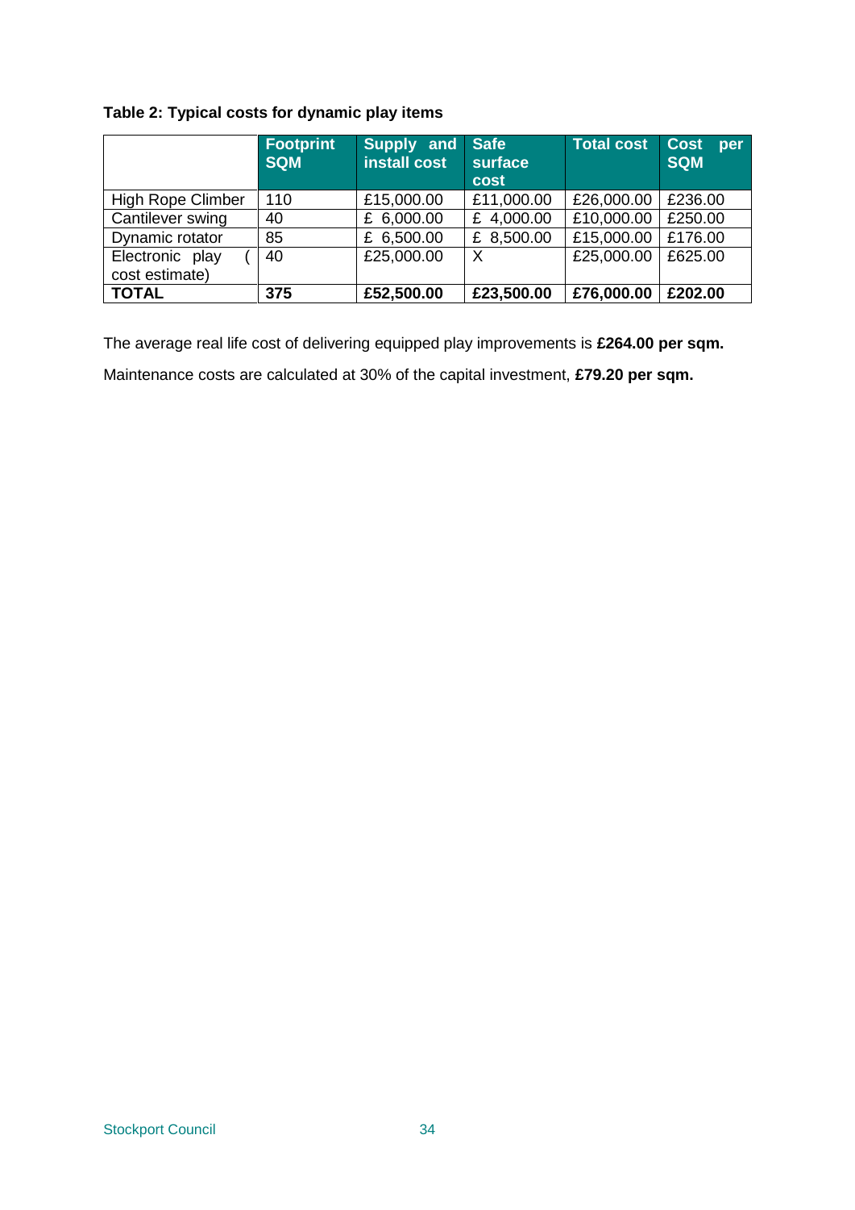**Table 2: Typical costs for dynamic play items**

| | Footprint SQM | Supply and install cost | Safe surface cost | Total cost | Cost per SQM |
|---|---|---|---|---|---|
| High Rope Climber | 110 | £15,000.00 | £11,000.00 | £26,000.00 | £236.00 |
| Cantilever swing | 40 | £ 6,000.00 | £ 4,000.00 | £10,000.00 | £250.00 |
| Dynamic rotator | 85 | £ 6,500.00 | £ 8,500.00 | £15,000.00 | £176.00 |
| Electronic play ( cost estimate) | 40 | £25,000.00 | X | £25,000.00 | £625.00 |
| **TOTAL** | **375** | **£52,500.00** | **£23,500.00** | **£76,000.00** | **£202.00** |

The average real life cost of delivering equipped play improvements is **£264.00 per sqm.**

Maintenance costs are calculated at 30% of the capital investment, **£79.20 per sqm.**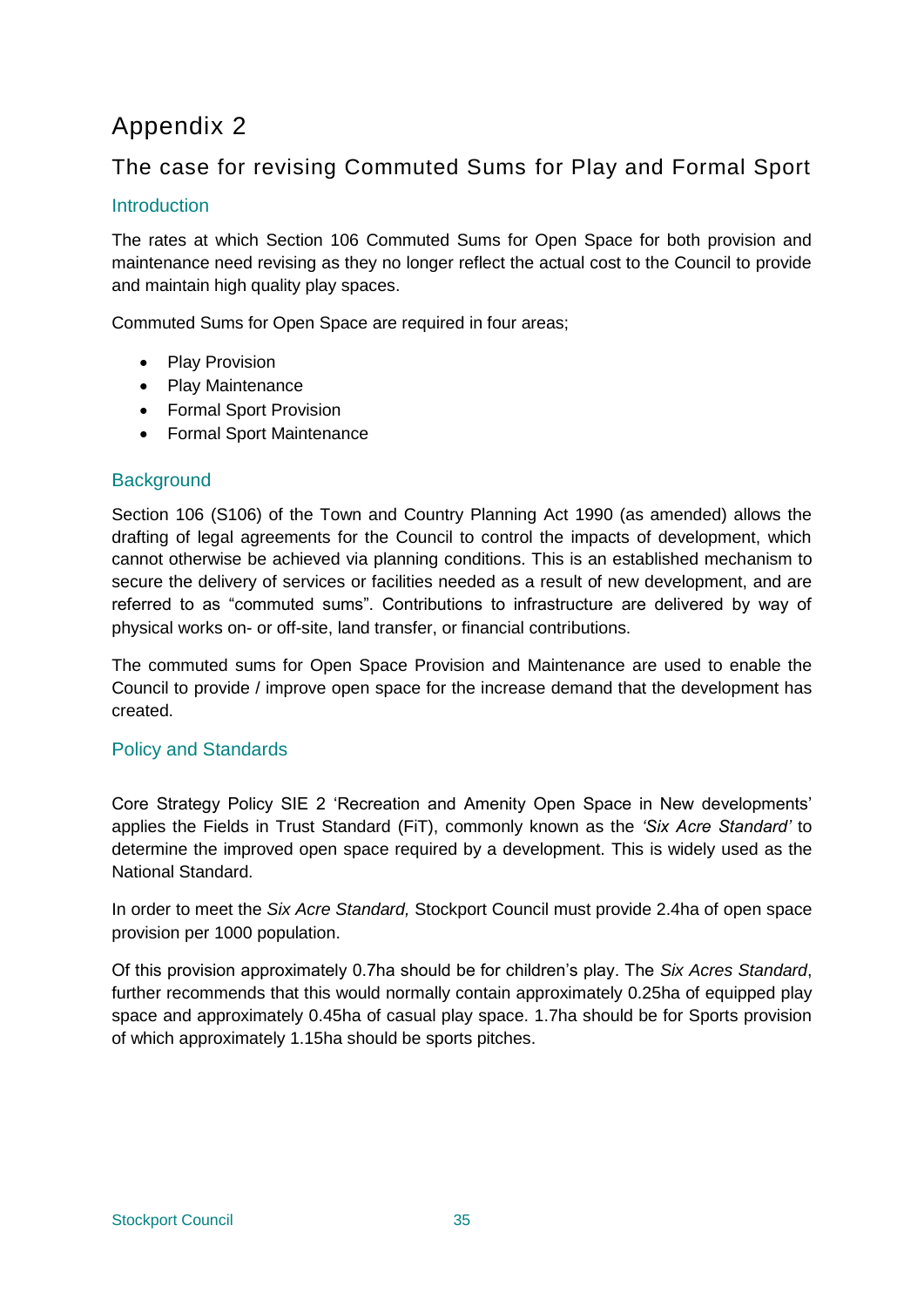# Appendix 2

## The case for revising Commuted Sums for Play and Formal Sport

### Introduction

The rates at which Section 106 Commuted Sums for Open Space for both provision and maintenance need revising as they no longer reflect the actual cost to the Council to provide and maintain high quality play spaces.

Commuted Sums for Open Space are required in four areas;

- Play Provision
- Play Maintenance
- Formal Sport Provision
- Formal Sport Maintenance

### Background

Section 106 (S106) of the Town and Country Planning Act 1990 (as amended) allows the drafting of legal agreements for the Council to control the impacts of development, which cannot otherwise be achieved via planning conditions. This is an established mechanism to secure the delivery of services or facilities needed as a result of new development, and are referred to as "commuted sums". Contributions to infrastructure are delivered by way of physical works on- or off-site, land transfer, or financial contributions.

The commuted sums for Open Space Provision and Maintenance are used to enable the Council to provide / improve open space for the increase demand that the development has created.

### Policy and Standards

Core Strategy Policy SIE 2 'Recreation and Amenity Open Space in New developments' applies the Fields in Trust Standard (FiT), commonly known as the *'Six Acre Standard'* to determine the improved open space required by a development. This is widely used as the National Standard.

In order to meet the *Six Acre Standard,* Stockport Council must provide 2.4ha of open space provision per 1000 population.

Of this provision approximately 0.7ha should be for children's play. The *Six Acres Standard*, further recommends that this would normally contain approximately 0.25ha of equipped play space and approximately 0.45ha of casual play space. 1.7ha should be for Sports provision of which approximately 1.15ha should be sports pitches.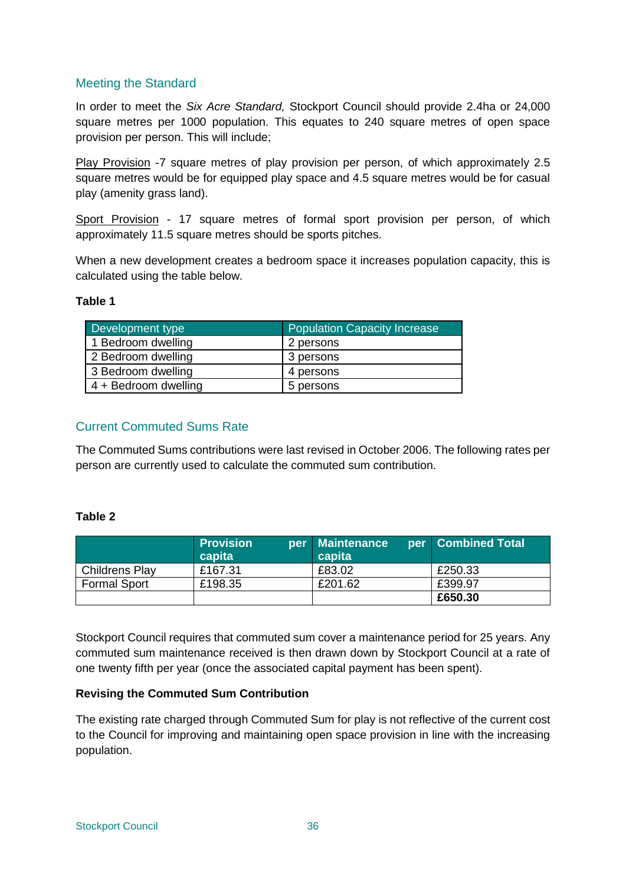## Meeting the Standard

In order to meet the *Six Acre Standard,* Stockport Council should provide 2.4ha or 24,000 square metres per 1000 population. This equates to 240 square metres of open space provision per person. This will include;

Play Provision -7 square metres of play provision per person, of which approximately 2.5 square metres would be for equipped play space and 4.5 square metres would be for casual play (amenity grass land).

Sport Provision - 17 square metres of formal sport provision per person, of which approximately 11.5 square metres should be sports pitches.

When a new development creates a bedroom space it increases population capacity, this is calculated using the table below.

**Table 1**

| Development type | Population Capacity Increase |
|---|---|
| 1 Bedroom dwelling | 2 persons |
| 2 Bedroom dwelling | 3 persons |
| 3 Bedroom dwelling | 4 persons |
| 4 + Bedroom dwelling | 5 persons |

## Current Commuted Sums Rate

The Commuted Sums contributions were last revised in October 2006. The following rates per person are currently used to calculate the commuted sum contribution.

**Table 2**

| | Provision per capita | Maintenance per capita | Combined Total |
|---|---|---|---|
| Childrens Play | £167.31 | £83.02 | £250.33 |
| Formal Sport | £198.35 | £201.62 | £399.97 |
| | | | **£650.30** |

Stockport Council requires that commuted sum cover a maintenance period for 25 years. Any commuted sum maintenance received is then drawn down by Stockport Council at a rate of one twenty fifth per year (once the associated capital payment has been spent).

**Revising the Commuted Sum Contribution**

The existing rate charged through Commuted Sum for play is not reflective of the current cost to the Council for improving and maintaining open space provision in line with the increasing population.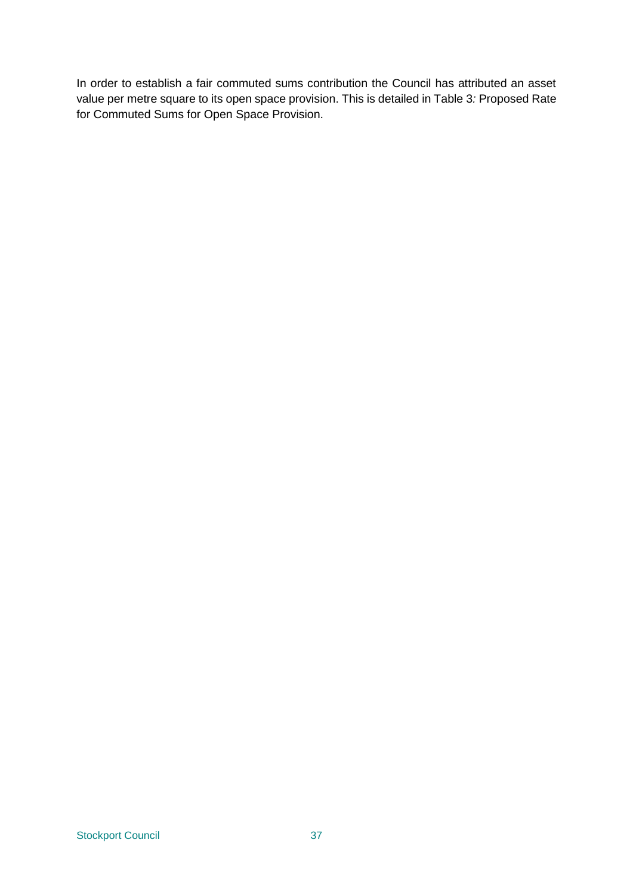In order to establish a fair commuted sums contribution the Council has attributed an asset value per metre square to its open space provision. This is detailed in Table 3*:* Proposed Rate for Commuted Sums for Open Space Provision.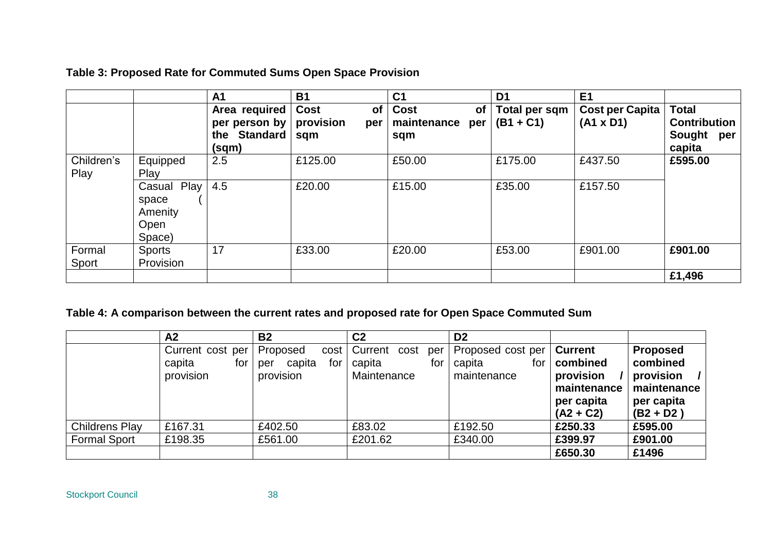**Table 3: Proposed Rate for Commuted Sums Open Space Provision**

| | | A1 | B1 | C1 | D1 | E1 | |
|---|---|---|---|---|---|---|---|
| | | **Area required per person by the Standard (sqm)** | **Cost of provision per sqm** | **Cost of maintenance per sqm** | **Total per sqm (B1 + C1)** | **Cost per Capita (A1 x D1)** | **Total Contribution Sought per capita** |
| Children's Play | Equipped Play | 2.5 | £125.00 | £50.00 | £175.00 | £437.50 | **£595.00** |
| | Casual Play space ( Amenity Open Space) | 4.5 | £20.00 | £15.00 | £35.00 | £157.50 | |
| Formal Sport | Sports Provision | 17 | £33.00 | £20.00 | £53.00 | £901.00 | **£901.00** |
| | | | | | | | **£1,496** |

**Table 4: A comparison between the current rates and proposed rate for Open Space Commuted Sum**

| | A2 | B2 | C2 | D2 | | |
|---|---|---|---|---|---|---|
| | Current cost per capita for provision | Proposed cost per capita for provision | Current cost per capita for Maintenance | Proposed cost per capita for maintenance | **Current combined provision / maintenance per capita (A2 + C2)** | **Proposed combined provision / maintenance per capita (B2 + D2 )** |
| Childrens Play | £167.31 | £402.50 | £83.02 | £192.50 | **£250.33** | **£595.00** |
| Formal Sport | £198.35 | £561.00 | £201.62 | £340.00 | **£399.97** | **£901.00** |
| | | | | | **£650.30** | **£1496** |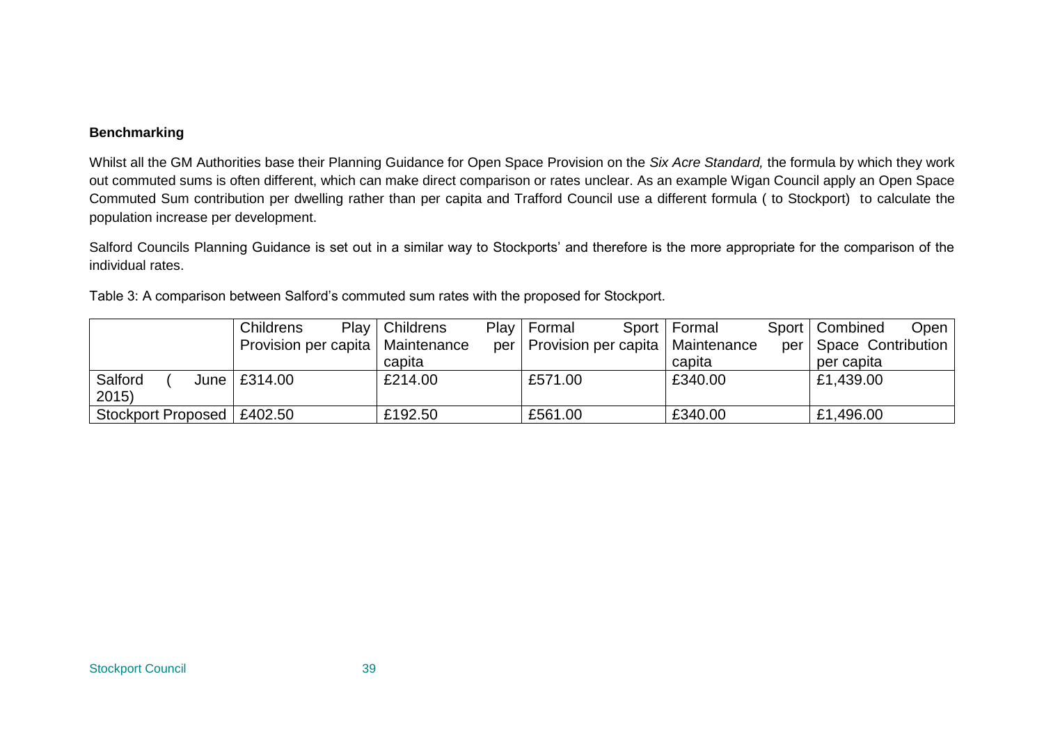**Benchmarking**

Whilst all the GM Authorities base their Planning Guidance for Open Space Provision on the *Six Acre Standard,* the formula by which they work out commuted sums is often different, which can make direct comparison or rates unclear. As an example Wigan Council apply an Open Space Commuted Sum contribution per dwelling rather than per capita and Trafford Council use a different formula ( to Stockport) to calculate the population increase per development.

Salford Councils Planning Guidance is set out in a similar way to Stockports' and therefore is the more appropriate for the comparison of the individual rates.

Table 3: A comparison between Salford's commuted sum rates with the proposed for Stockport.

| | Childrens Play Provision per capita | Childrens Play Maintenance per capita | Formal Sport Provision per capita | Formal Sport Maintenance per capita | Combined Open Space Contribution per capita |
|---|---|---|---|---|---|
| Salford ( June 2015) | £314.00 | £214.00 | £571.00 | £340.00 | £1,439.00 |
| Stockport Proposed | £402.50 | £192.50 | £561.00 | £340.00 | £1,496.00 |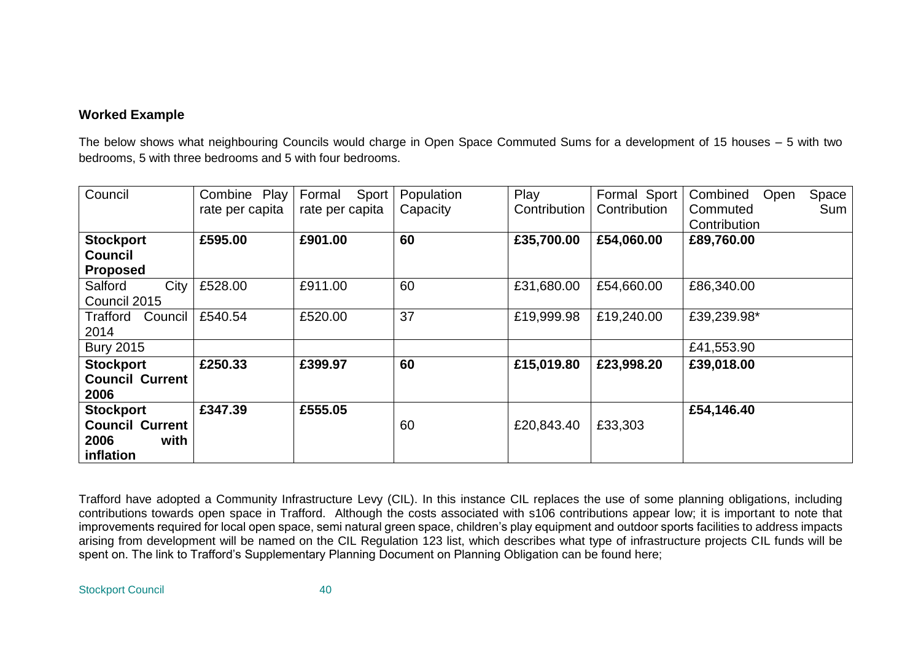**Worked Example**

The below shows what neighbouring Councils would charge in Open Space Commuted Sums for a development of 15 houses – 5 with two bedrooms, 5 with three bedrooms and 5 with four bedrooms.

| Council | Combine Play rate per capita | Formal Sport rate per capita | Population Capacity | Play Contribution | Formal Sport Contribution | Combined Open Space Commuted Sum Contribution |
|---|---|---|---|---|---|---|
| **Stockport Council Proposed** | **£595.00** | **£901.00** | **60** | **£35,700.00** | **£54,060.00** | **£89,760.00** |
| Salford City Council 2015 | £528.00 | £911.00 | 60 | £31,680.00 | £54,660.00 | £86,340.00 |
| Trafford Council 2014 | £540.54 | £520.00 | 37 | £19,999.98 | £19,240.00 | £39,239.98* |
| Bury 2015 | | | | | | £41,553.90 |
| **Stockport Council Current 2006** | **£250.33** | **£399.97** | **60** | **£15,019.80** | **£23,998.20** | **£39,018.00** |
| **Stockport Council Current 2006 with inflation** | **£347.39** | **£555.05** | 60 | £20,843.40 | £33,303 | **£54,146.40** |

Trafford have adopted a Community Infrastructure Levy (CIL). In this instance CIL replaces the use of some planning obligations, including contributions towards open space in Trafford. Although the costs associated with s106 contributions appear low; it is important to note that improvements required for local open space, semi natural green space, children's play equipment and outdoor sports facilities to address impacts arising from development will be named on the CIL Regulation 123 list, which describes what type of infrastructure projects CIL funds will be spent on. The link to Trafford's Supplementary Planning Document on Planning Obligation can be found here;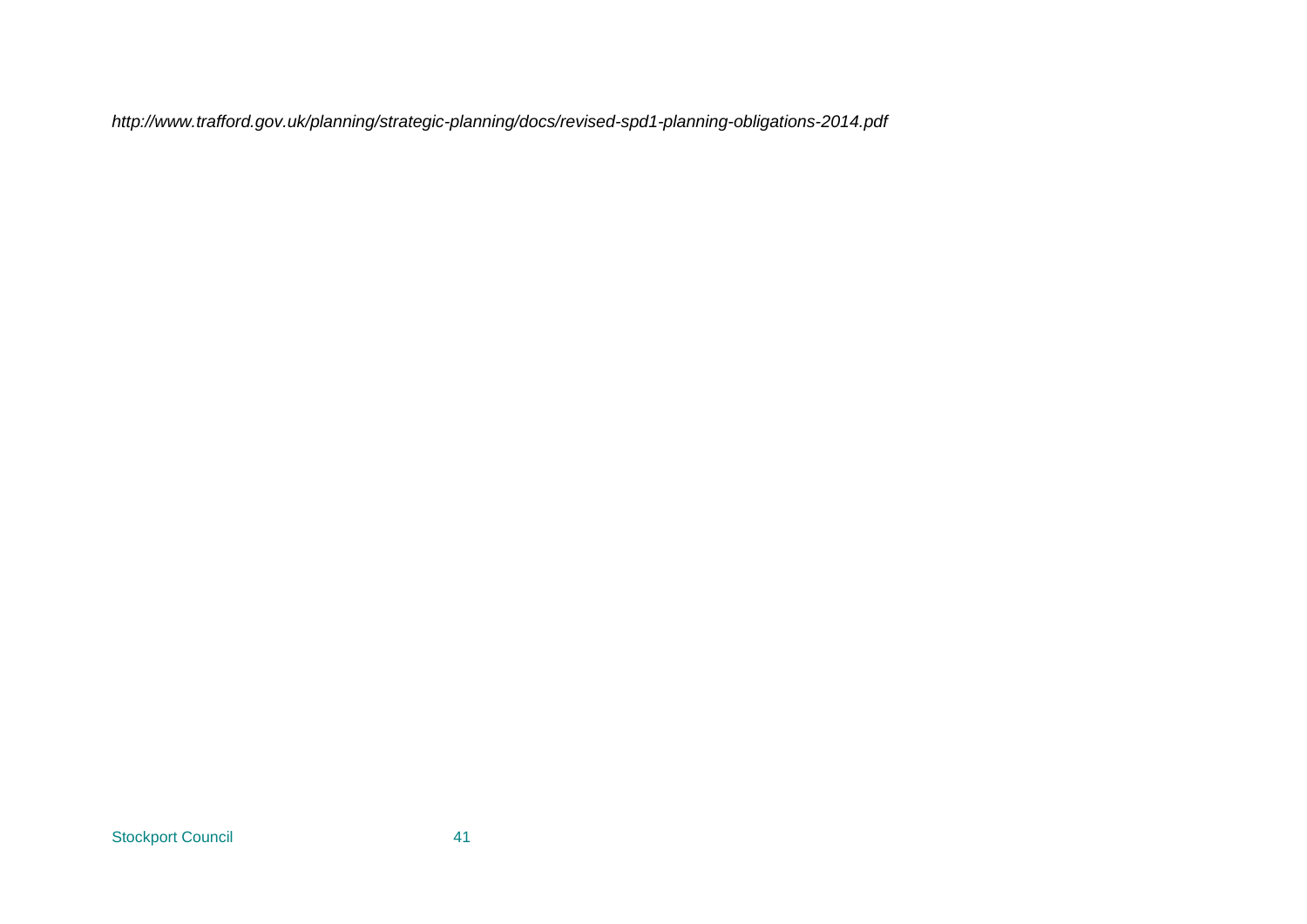*http://www.trafford.gov.uk/planning/strategic-planning/docs/revised-spd1-planning-obligations-2014.pdf*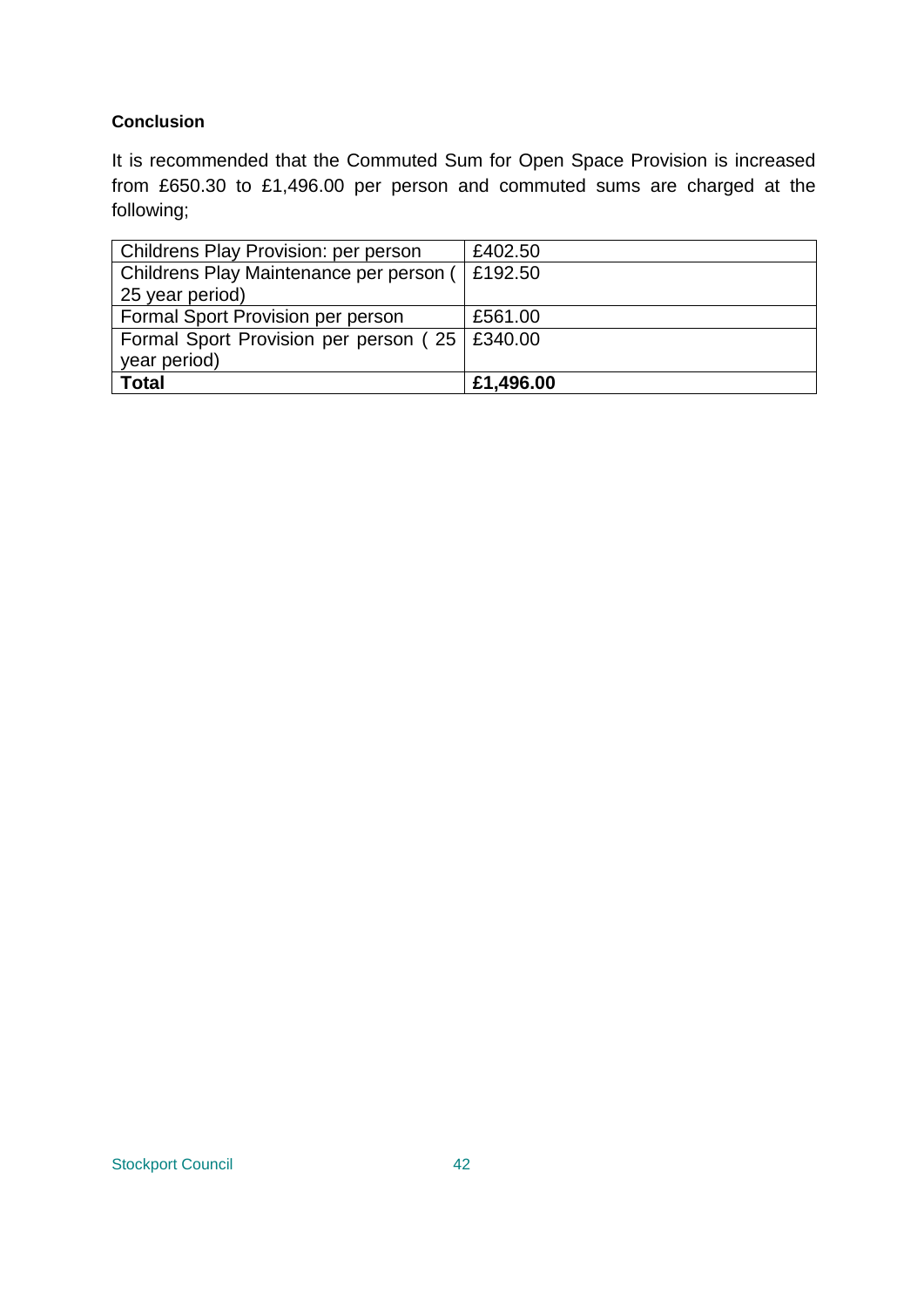**Conclusion**

It is recommended that the Commuted Sum for Open Space Provision is increased from £650.30 to £1,496.00 per person and commuted sums are charged at the following;

| | |
|---|---|
| Childrens Play Provision: per person | £402.50 |
| Childrens Play Maintenance per person ( 25 year period) | £192.50 |
| Formal Sport Provision per person | £561.00 |
| Formal Sport Provision per person ( 25 year period) | £340.00 |
| **Total** | **£1,496.00** |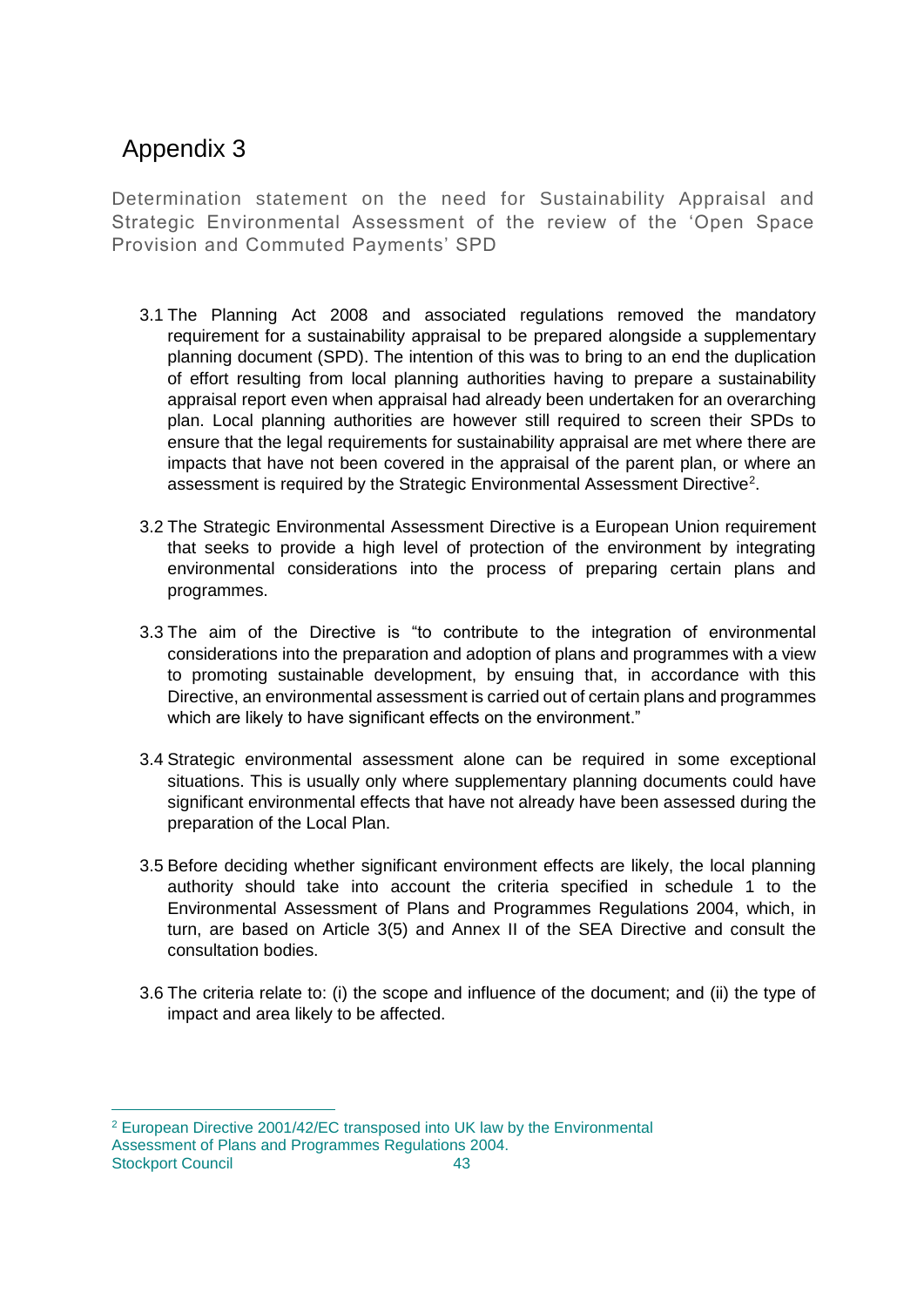# Appendix 3

Determination statement on the need for Sustainability Appraisal and Strategic Environmental Assessment of the review of the 'Open Space Provision and Commuted Payments' SPD

3.1 The Planning Act 2008 and associated regulations removed the mandatory requirement for a sustainability appraisal to be prepared alongside a supplementary planning document (SPD). The intention of this was to bring to an end the duplication of effort resulting from local planning authorities having to prepare a sustainability appraisal report even when appraisal had already been undertaken for an overarching plan. Local planning authorities are however still required to screen their SPDs to ensure that the legal requirements for sustainability appraisal are met where there are impacts that have not been covered in the appraisal of the parent plan, or where an assessment is required by the Strategic Environmental Assessment Directive[2].

3.2 The Strategic Environmental Assessment Directive is a European Union requirement that seeks to provide a high level of protection of the environment by integrating environmental considerations into the process of preparing certain plans and programmes.

3.3 The aim of the Directive is "to contribute to the integration of environmental considerations into the preparation and adoption of plans and programmes with a view to promoting sustainable development, by ensuing that, in accordance with this Directive, an environmental assessment is carried out of certain plans and programmes which are likely to have significant effects on the environment."

3.4 Strategic environmental assessment alone can be required in some exceptional situations. This is usually only where supplementary planning documents could have significant environmental effects that have not already have been assessed during the preparation of the Local Plan.

3.5 Before deciding whether significant environment effects are likely, the local planning authority should take into account the criteria specified in schedule 1 to the Environmental Assessment of Plans and Programmes Regulations 2004, which, in turn, are based on Article 3(5) and Annex II of the SEA Directive and consult the consultation bodies.

3.6 The criteria relate to: (i) the scope and influence of the document; and (ii) the type of impact and area likely to be affected.

---

[2] European Directive 2001/42/EC transposed into UK law by the Environmental Assessment of Plans and Programmes Regulations 2004.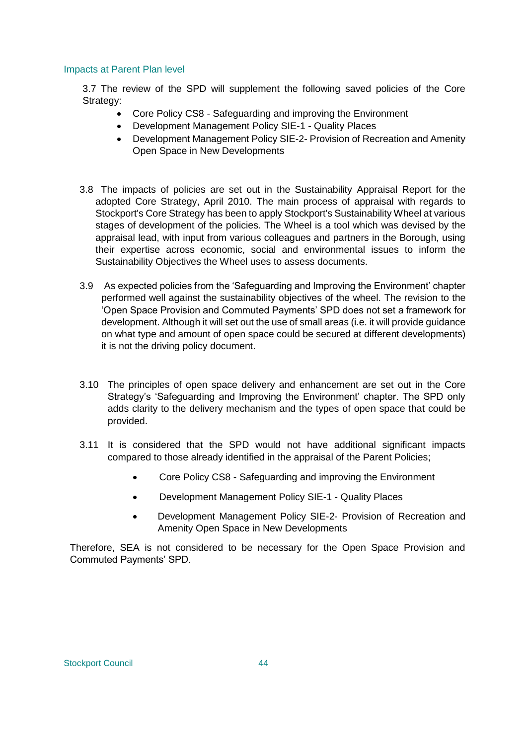### Impacts at Parent Plan level

3.7 The review of the SPD will supplement the following saved policies of the Core Strategy:

- Core Policy CS8 - Safeguarding and improving the Environment
- Development Management Policy SIE-1 - Quality Places
- Development Management Policy SIE-2- Provision of Recreation and Amenity Open Space in New Developments

3.8 The impacts of policies are set out in the Sustainability Appraisal Report for the adopted Core Strategy, April 2010. The main process of appraisal with regards to Stockport's Core Strategy has been to apply Stockport's Sustainability Wheel at various stages of development of the policies. The Wheel is a tool which was devised by the appraisal lead, with input from various colleagues and partners in the Borough, using their expertise across economic, social and environmental issues to inform the Sustainability Objectives the Wheel uses to assess documents.

3.9 As expected policies from the 'Safeguarding and Improving the Environment' chapter performed well against the sustainability objectives of the wheel. The revision to the 'Open Space Provision and Commuted Payments' SPD does not set a framework for development. Although it will set out the use of small areas (i.e. it will provide guidance on what type and amount of open space could be secured at different developments) it is not the driving policy document.

3.10 The principles of open space delivery and enhancement are set out in the Core Strategy's 'Safeguarding and Improving the Environment' chapter. The SPD only adds clarity to the delivery mechanism and the types of open space that could be provided.

3.11 It is considered that the SPD would not have additional significant impacts compared to those already identified in the appraisal of the Parent Policies;

- Core Policy CS8 - Safeguarding and improving the Environment
- Development Management Policy SIE-1 - Quality Places
- Development Management Policy SIE-2- Provision of Recreation and Amenity Open Space in New Developments

Therefore, SEA is not considered to be necessary for the Open Space Provision and Commuted Payments' SPD.